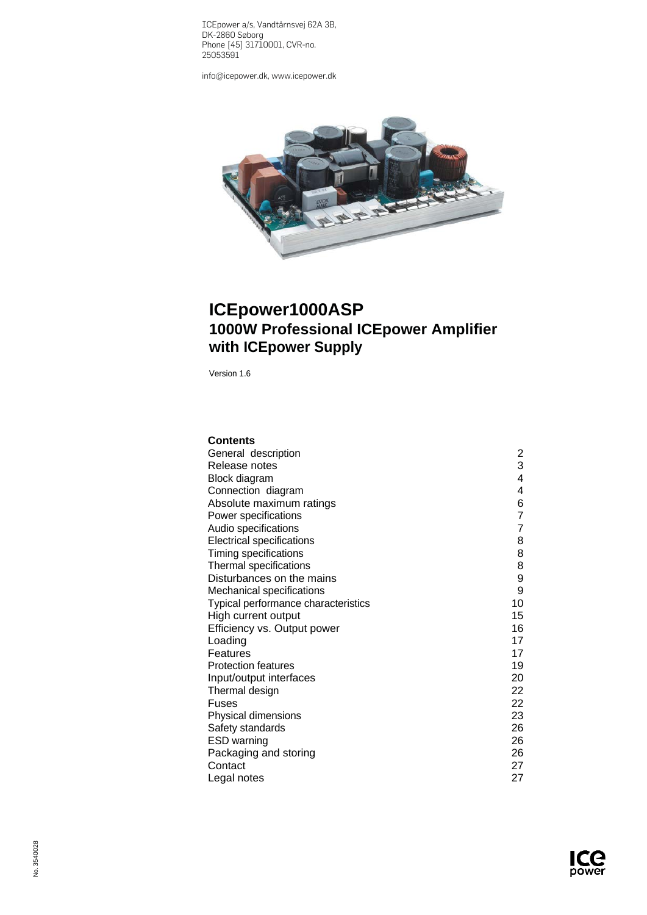ICEpower a/s, Vandtårnsvej 62A 3B,
DK-2860 Søborg
Phone [45] 31710001, CVR-no.
25053591

info@icepower.dk, www.icepower.dk

# ICEpower1000ASP
## 1000W Professional ICEpower Amplifier with ICEpower Supply

Version 1.6

**Contents**

| | |
|---|---|
| General description | 2 |
| Release notes | 3 |
| Block diagram | 4 |
| Connection diagram | 4 |
| Absolute maximum ratings | 6 |
| Power specifications | 7 |
| Audio specifications | 7 |
| Electrical specifications | 8 |
| Timing specifications | 8 |
| Thermal specifications | 8 |
| Disturbances on the mains | 9 |
| Mechanical specifications | 9 |
| Typical performance characteristics | 10 |
| High current output | 15 |
| Efficiency vs. Output power | 16 |
| Loading | 17 |
| Features | 17 |
| Protection features | 19 |
| Input/output interfaces | 20 |
| Thermal design | 22 |
| Fuses | 22 |
| Physical dimensions | 23 |
| Safety standards | 26 |
| ESD warning | 26 |
| Packaging and storing | 26 |
| Contact | 27 |
| Legal notes | 27 |

No. 3540028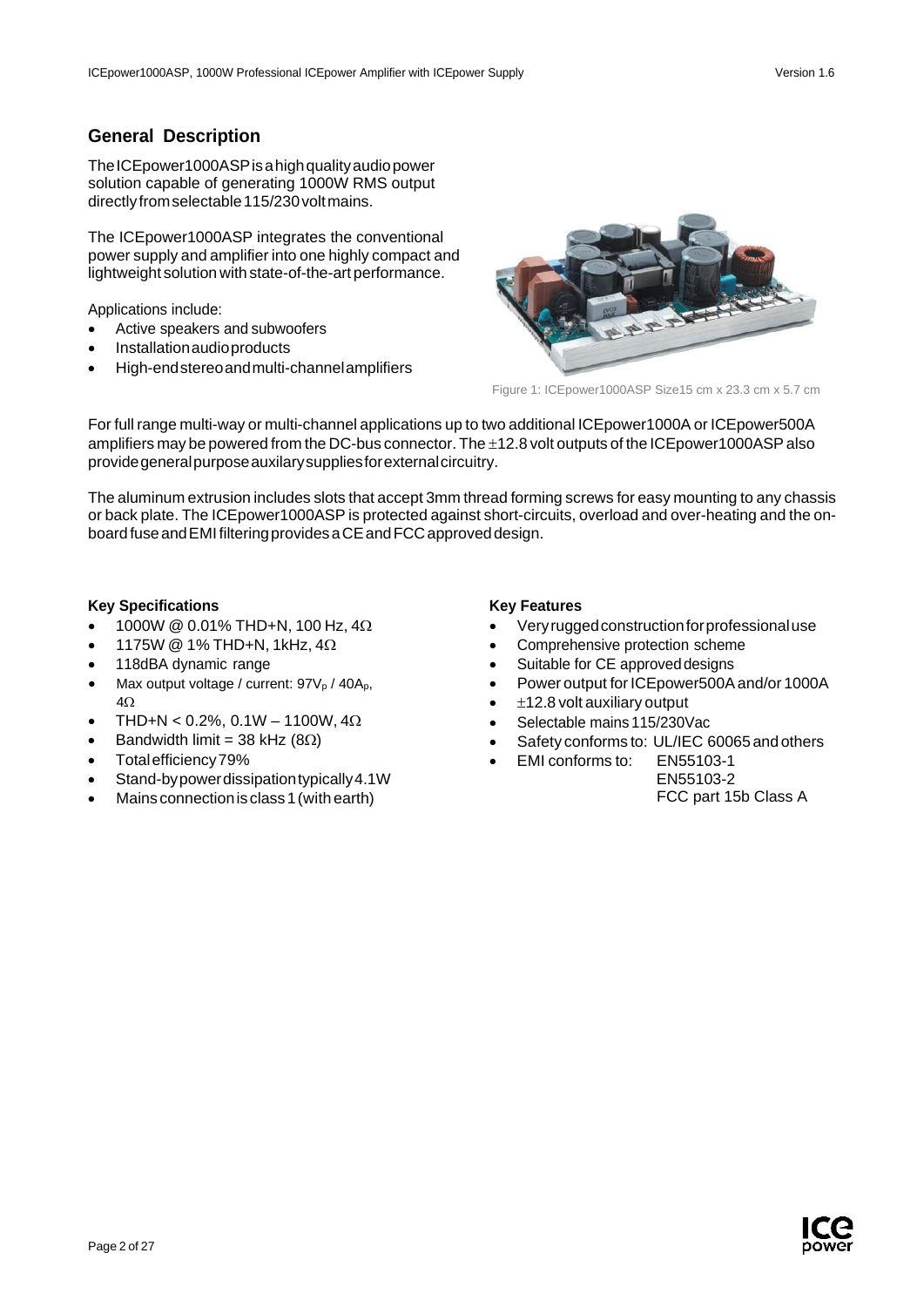## General Description

The ICEpower1000ASP is a high quality audio power solution capable of generating 1000W RMS output directly from selectable 115/230 volt mains.

The ICEpower1000ASP integrates the conventional power supply and amplifier into one highly compact and lightweight solution with state-of-the-art performance.

Applications include:

- Active speakers and subwoofers
- Installation audio products
- High-end stereo and multi-channel amplifiers

Figure 1: ICEpower1000ASP Size15 cm x 23.3 cm x 5.7 cm

For full range multi-way or multi-channel applications up to two additional ICEpower1000A or ICEpower500A amplifiers may be powered from the DC-bus connector. The ±12.8 volt outputs of the ICEpower1000ASP also provide general purpose auxilary supplies for external circuitry.

The aluminum extrusion includes slots that accept 3mm thread forming screws for easy mounting to any chassis or back plate. The ICEpower1000ASP is protected against short-circuits, overload and over-heating and the on-board fuse and EMI filtering provides a CE and FCC approved design.

**Key Specifications**

- 1000W @ 0.01% THD+N, 100 Hz, 4Ω
- 1175W @ 1% THD+N, 1kHz, 4Ω
- 118dBA dynamic range
- Max output voltage / current: $97V_p$ / $40A_p$, 4Ω
- THD+N < 0.2%, 0.1W – 1100W, 4Ω
- Bandwidth limit = 38 kHz (8Ω)
- Total efficiency 79%
- Stand-by power dissipation typically 4.1W
- Mains connection is class 1 (with earth)

**Key Features**

- Very rugged construction for professional use
- Comprehensive protection scheme
- Suitable for CE approved designs
- Power output for ICEpower500A and/or 1000A
- ±12.8 volt auxiliary output
- Selectable mains 115/230Vac
- Safety conforms to: UL/IEC 60065 and others
- EMI conforms to: EN55103-1
  EN55103-2
  FCC part 15b Class A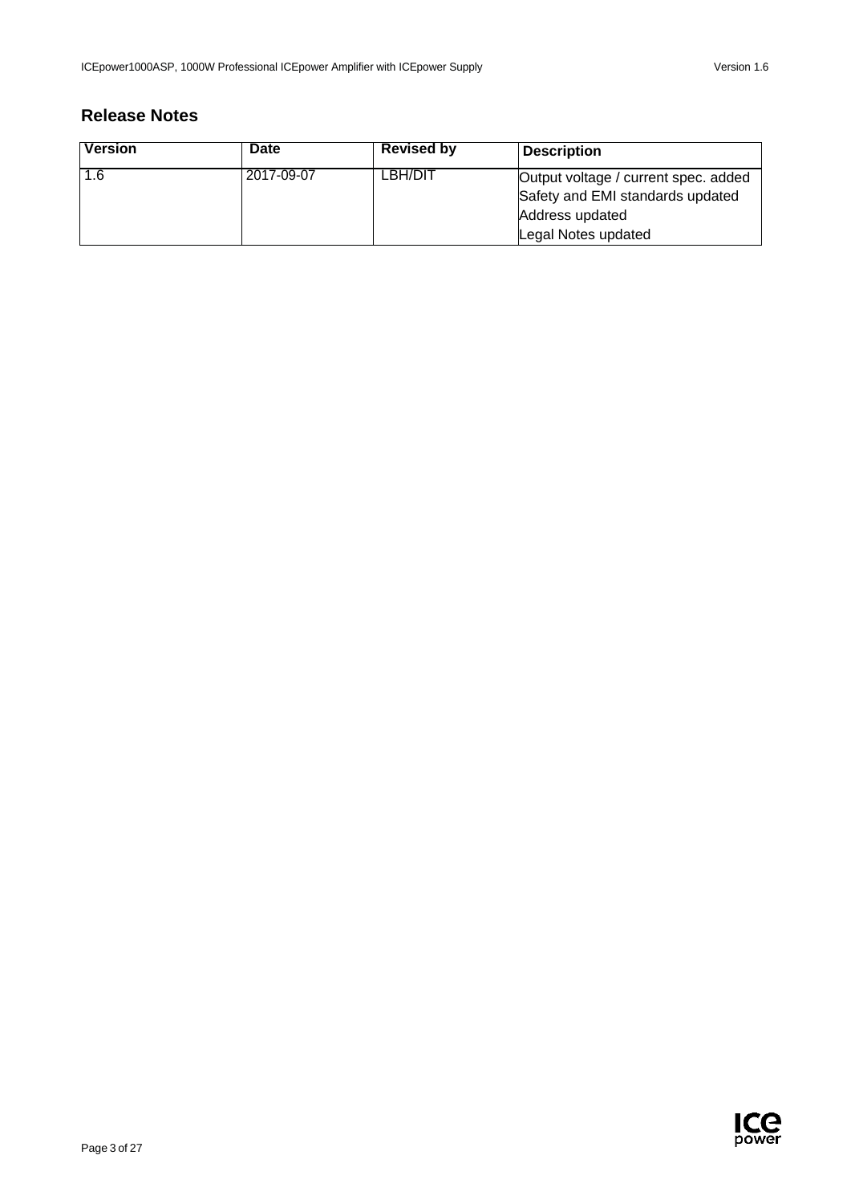## Release Notes

| Version | Date | Revised by | Description |
| --- | --- | --- | --- |
| 1.6 | 2017-09-07 | LBH/DIT | Output voltage / current spec. added<br>Safety and EMI standards updated<br>Address updated<br>Legal Notes updated |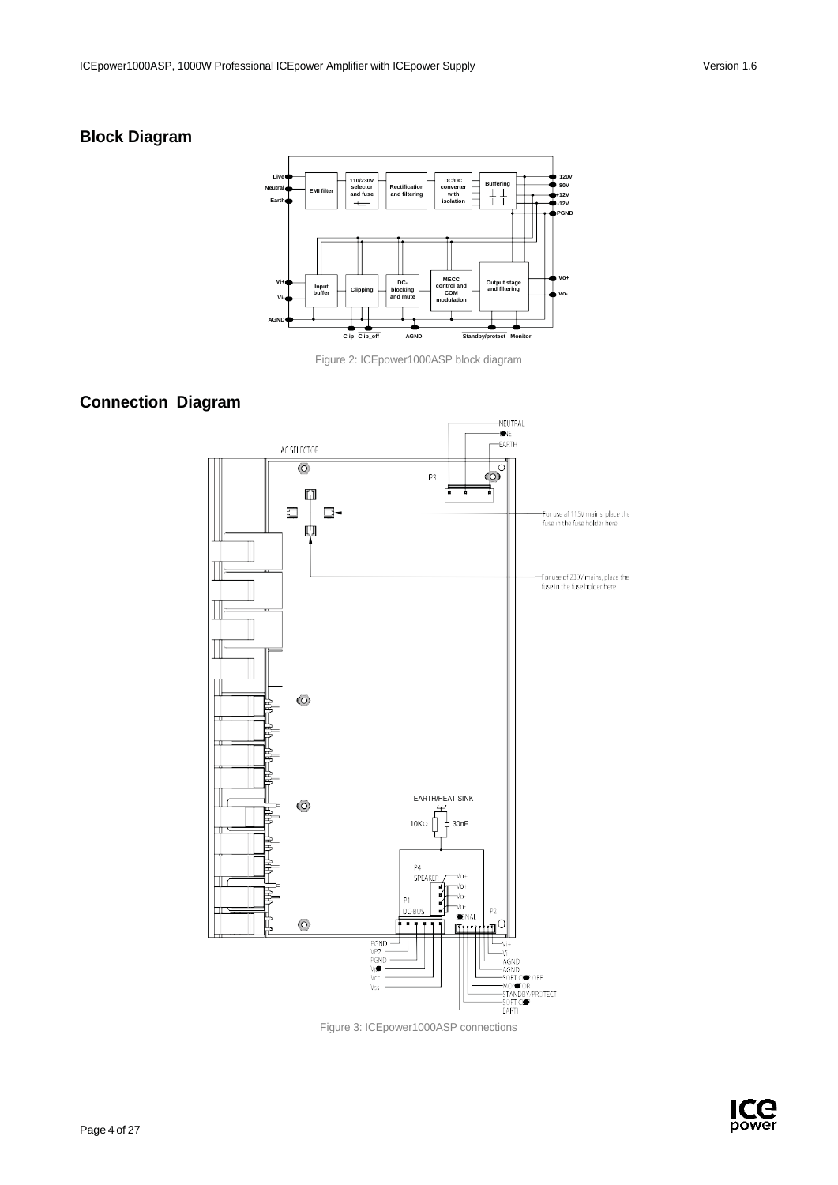## Block Diagram

Figure 2: ICEpower1000ASP block diagram

## Connection Diagram

Figure 3: ICEpower1000ASP connections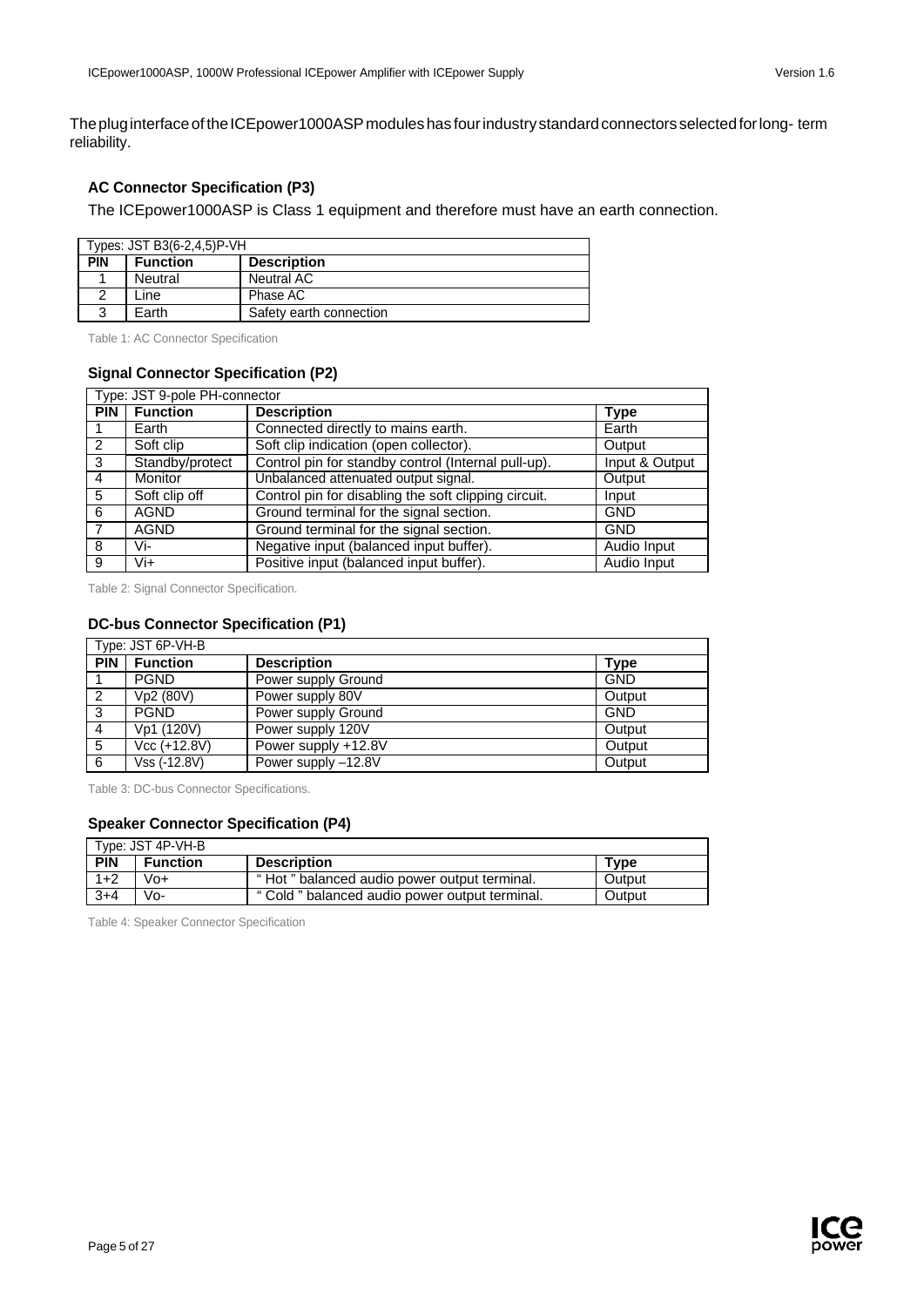The plug interface of the ICEpower1000ASP modules has four industry standard connectors selected for long- term reliability.

### AC Connector Specification (P3)

The ICEpower1000ASP is Class 1 equipment and therefore must have an earth connection.

| Types: JST B3(6-2,4,5)P-VH | | |
|---|---|---|
| **PIN** | **Function** | **Description** |
| 1 | Neutral | Neutral AC |
| 2 | Line | Phase AC |
| 3 | Earth | Safety earth connection |

Table 1: AC Connector Specification

### Signal Connector Specification (P2)

| Type: JST 9-pole PH-connector | | | |
|---|---|---|---|
| **PIN** | **Function** | **Description** | **Type** |
| 1 | Earth | Connected directly to mains earth. | Earth |
| 2 | Soft clip | Soft clip indication (open collector). | Output |
| 3 | Standby/protect | Control pin for standby control (Internal pull-up). | Input & Output |
| 4 | Monitor | Unbalanced attenuated output signal. | Output |
| 5 | Soft clip off | Control pin for disabling the soft clipping circuit. | Input |
| 6 | AGND | Ground terminal for the signal section. | GND |
| 7 | AGND | Ground terminal for the signal section. | GND |
| 8 | Vi- | Negative input (balanced input buffer). | Audio Input |
| 9 | Vi+ | Positive input (balanced input buffer). | Audio Input |

Table 2: Signal Connector Specification.

### DC-bus Connector Specification (P1)

| Type: JST 6P-VH-B | | | |
|---|---|---|---|
| **PIN** | **Function** | **Description** | **Type** |
| 1 | PGND | Power supply Ground | GND |
| 2 | Vp2 (80V) | Power supply 80V | Output |
| 3 | PGND | Power supply Ground | GND |
| 4 | Vp1 (120V) | Power supply 120V | Output |
| 5 | Vcc (+12.8V) | Power supply +12.8V | Output |
| 6 | Vss (-12.8V) | Power supply –12.8V | Output |

Table 3: DC-bus Connector Specifications.

### Speaker Connector Specification (P4)

| Type: JST 4P-VH-B | | | |
|---|---|---|---|
| **PIN** | **Function** | **Description** | **Type** |
| 1+2 | Vo+ | " Hot " balanced audio power output terminal. | Output |
| 3+4 | Vo- | " Cold " balanced audio power output terminal. | Output |

Table 4: Speaker Connector Specification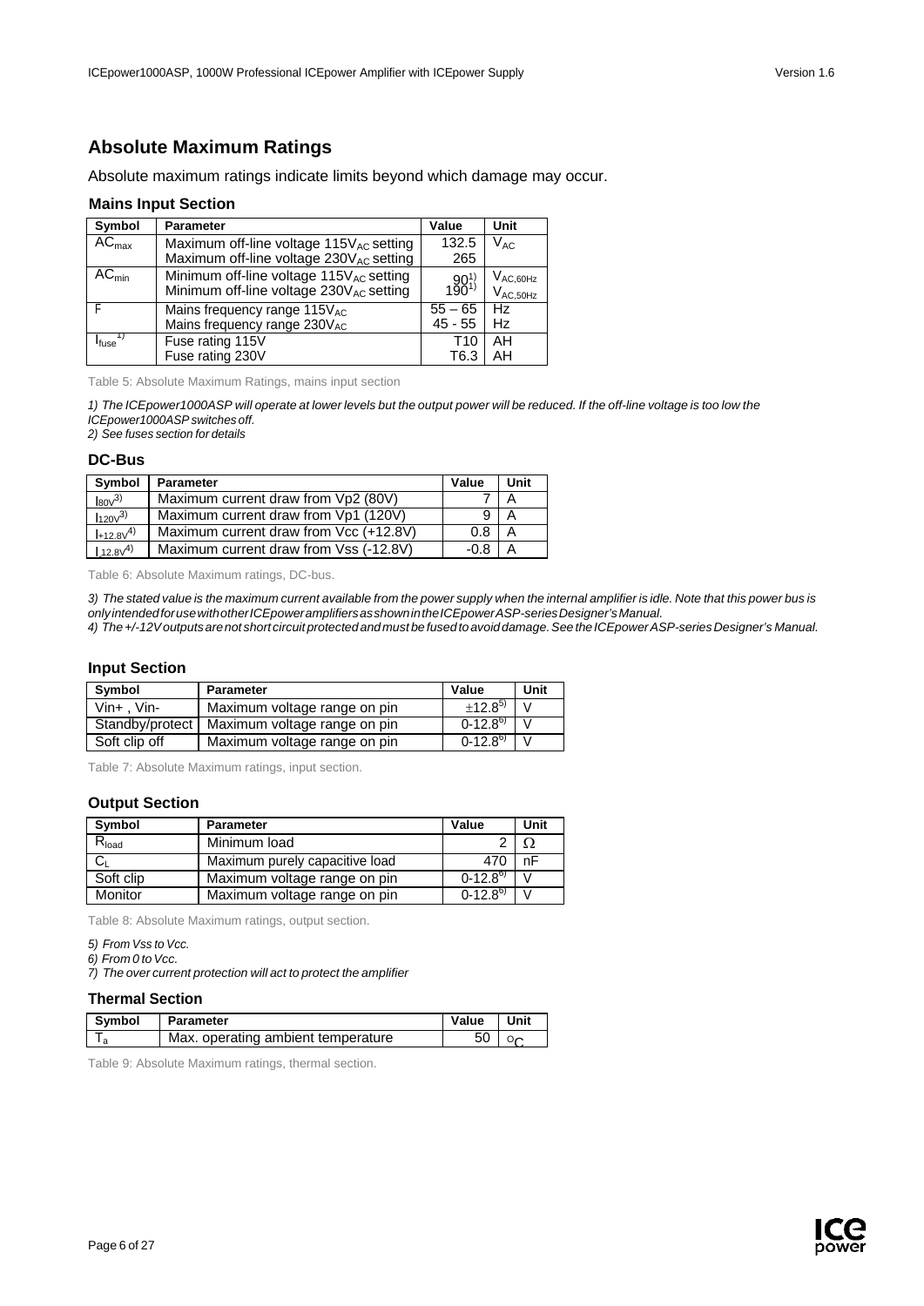## Absolute Maximum Ratings

Absolute maximum ratings indicate limits beyond which damage may occur.

### Mains Input Section

| Symbol | Parameter | Value | Unit |
|---|---|---|---|
| $AC_{max}$ | Maximum off-line voltage $115V_{AC}$ setting<br>Maximum off-line voltage $230V_{AC}$ setting | 132.5<br>265 | $V_{AC}$ |
| $AC_{min}$ | Minimum off-line voltage $115V_{AC}$ setting<br>Minimum off-line voltage $230V_{AC}$ setting | 90[1)]<br>190[1)] | $V_{AC,60Hz}$<br>$V_{AC,50Hz}$ |
| F | Mains frequency range $115V_{AC}$<br>Mains frequency range $230V_{AC}$ | 55 – 65<br>45 - 55 | Hz<br>Hz |
| $I_{fuse}$[1)] | Fuse rating 115V<br>Fuse rating 230V | T10<br>T6.3 | AH<br>AH |

Table 5: Absolute Maximum Ratings, mains input section

*1) The ICEpower1000ASP will operate at lower levels but the output power will be reduced. If the off-line voltage is too low the ICEpower1000ASP switches off.*
*2) See fuses section for details*

### DC-Bus

| Symbol | Parameter | Value | Unit |
|---|---|---|---|
| $I_{80V}$[3)] | Maximum current draw from Vp2 (80V) | 7 | A |
| $I_{120V}$[3)] | Maximum current draw from Vp1 (120V) | 9 | A |
| $I_{+12.8V}$[4)] | Maximum current draw from Vcc (+12.8V) | 0.8 | A |
| $I_{-12.8V}$[4)] | Maximum current draw from Vss (-12.8V) | -0.8 | A |

Table 6: Absolute Maximum ratings, DC-bus.

*3) The stated value is the maximum current available from the power supply when the internal amplifier is idle. Note that this power bus is only intended for use with other ICEpower amplifiers as shown in the ICEpower ASP-series Designer's Manual.*
*4) The +/-12V outputs are not short circuit protected and must be fused to avoid damage. See the ICEpower ASP-series Designer's Manual.*

### Input Section

| Symbol | Parameter | Value | Unit |
|---|---|---|---|
| Vin+ , Vin- | Maximum voltage range on pin | ±12.8[5)] | V |
| Standby/protect | Maximum voltage range on pin | 0-12.8[6)] | V |
| Soft clip off | Maximum voltage range on pin | 0-12.8[6)] | V |

Table 7: Absolute Maximum ratings, input section.

### Output Section

| Symbol | Parameter | Value | Unit |
|---|---|---|---|
| $R_{load}$ | Minimum load | 2 | Ω |
| $C_L$ | Maximum purely capacitive load | 470 | nF |
| Soft clip | Maximum voltage range on pin | 0-12.8[6)] | V |
| Monitor | Maximum voltage range on pin | 0-12.8[6)] | V |

Table 8: Absolute Maximum ratings, output section.

*5) From Vss to Vcc.*
*6) From 0 to Vcc.*
*7) The over current protection will act to protect the amplifier*

### Thermal Section

| Symbol | Parameter | Value | Unit |
|---|---|---|---|
| $T_a$ | Max. operating ambient temperature | 50 | °C |

Table 9: Absolute Maximum ratings, thermal section.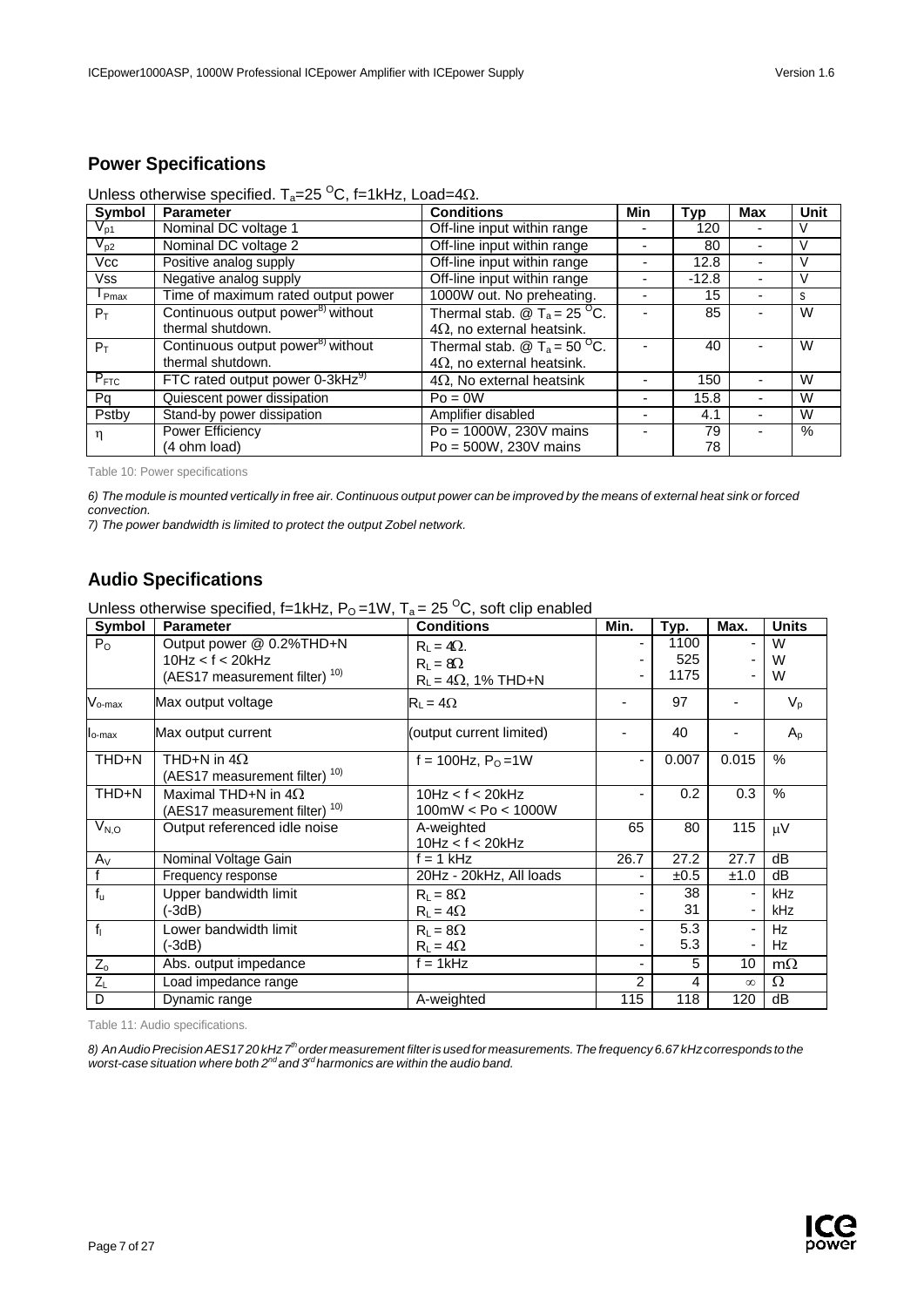## Power Specifications

Unless otherwise specified. $T_a$=25 $^{O}$C, f=1kHz, Load=4Ω.

| Symbol | Parameter | Conditions | Min | Typ | Max | Unit |
|---|---|---|---|---|---|---|
| $V_{p1}$ | Nominal DC voltage 1 | Off-line input within range | - | 120 | - | V |
| $V_{p2}$ | Nominal DC voltage 2 | Off-line input within range | - | 80 | - | V |
| Vcc | Positive analog supply | Off-line input within range | - | 12.8 | - | V |
| Vss | Negative analog supply | Off-line input within range | - | -12.8 | - | V |
| $T_{Pmax}$ | Time of maximum rated output power | 1000W out. No preheating. | - | 15 | - | s |
| $P_T$ | Continuous output power[8] without thermal shutdown. | Thermal stab. @ $T_a$ = 25 $^{O}$C. 4Ω, no external heatsink. | - | 85 | - | W |
| $P_T$ | Continuous output power[8] without thermal shutdown. | Thermal stab. @ $T_a$ = 50 $^{O}$C. 4Ω, no external heatsink. | - | 40 | - | W |
| $P_{FTC}$ | FTC rated output power 0-3kHz[9] | 4Ω, No external heatsink | - | 150 | - | W |
| Pq | Quiescent power dissipation | Po = 0W | - | 15.8 | - | W |
| Pstby | Stand-by power dissipation | Amplifier disabled | - | 4.1 | - | W |
| η | Power Efficiency (4 ohm load) | Po = 1000W, 230V mains<br>Po = 500W, 230V mains | - | 79<br>78 | - | % |

Table 10: Power specifications

*6) The module is mounted vertically in free air. Continuous output power can be improved by the means of external heat sink or forced convection.*
*7) The power bandwidth is limited to protect the output Zobel network.*

## Audio Specifications

Unless otherwise specified, f=1kHz, $P_O$ =1W, $T_a$ = 25 $^{O}$C, soft clip enabled

| Symbol | Parameter | Conditions | Min. | Typ. | Max. | Units |
|---|---|---|---|---|---|---|
| $P_O$ | Output power @ 0.2%THD+N 10Hz < f < 20kHz (AES17 measurement filter) [10] | $R_L$ = 4Ω.<br>$R_L$ = 8Ω<br>$R_L$ = 4Ω, 1% THD+N | -<br>-<br>- | 1100<br>525<br>1175 | -<br>-<br>- | W<br>W<br>W |
| $V_{o\text{-}max}$ | Max output voltage | $R_L$ = 4Ω | - | 97 | - | $V_p$ |
| $I_{o\text{-}max}$ | Max output current | (output current limited) | - | 40 | - | $A_p$ |
| THD+N | THD+N in 4Ω (AES17 measurement filter) [10] | f = 100Hz, $P_O$ =1W | - | 0.007 | 0.015 | % |
| THD+N | Maximal THD+N in 4Ω (AES17 measurement filter) [10] | 10Hz < f < 20kHz<br>100mW < Po < 1000W | - | 0.2 | 0.3 | % |
| $V_{N,O}$ | Output referenced idle noise | A-weighted<br>10Hz < f < 20kHz | 65 | 80 | 115 | μV |
| $A_V$ | Nominal Voltage Gain | f = 1 kHz | 26.7 | 27.2 | 27.7 | dB |
| f | Frequency response | 20Hz - 20kHz, All loads | - | ±0.5 | ±1.0 | dB |
| $f_u$ | Upper bandwidth limit (-3dB) | $R_L$ = 8Ω<br>$R_L$ = 4Ω | -<br>- | 38<br>31 | -<br>- | kHz<br>kHz |
| $f_l$ | Lower bandwidth limit (-3dB) | $R_L$ = 8Ω<br>$R_L$ = 4Ω | -<br>- | 5.3<br>5.3 | -<br>- | Hz<br>Hz |
| $Z_o$ | Abs. output impedance | f = 1kHz | - | 5 | 10 | mΩ |
| $Z_L$ | Load impedance range | | 2 | 4 | ∞ | Ω |
| D | Dynamic range | A-weighted | 115 | 118 | 120 | dB |

Table 11: Audio specifications.

*8) An Audio Precision AES17 20 kHz 7th order measurement filter is used for measurements. The frequency 6.67 kHz corresponds to the worst-case situation where both 2nd and 3rd harmonics are within the audio band.*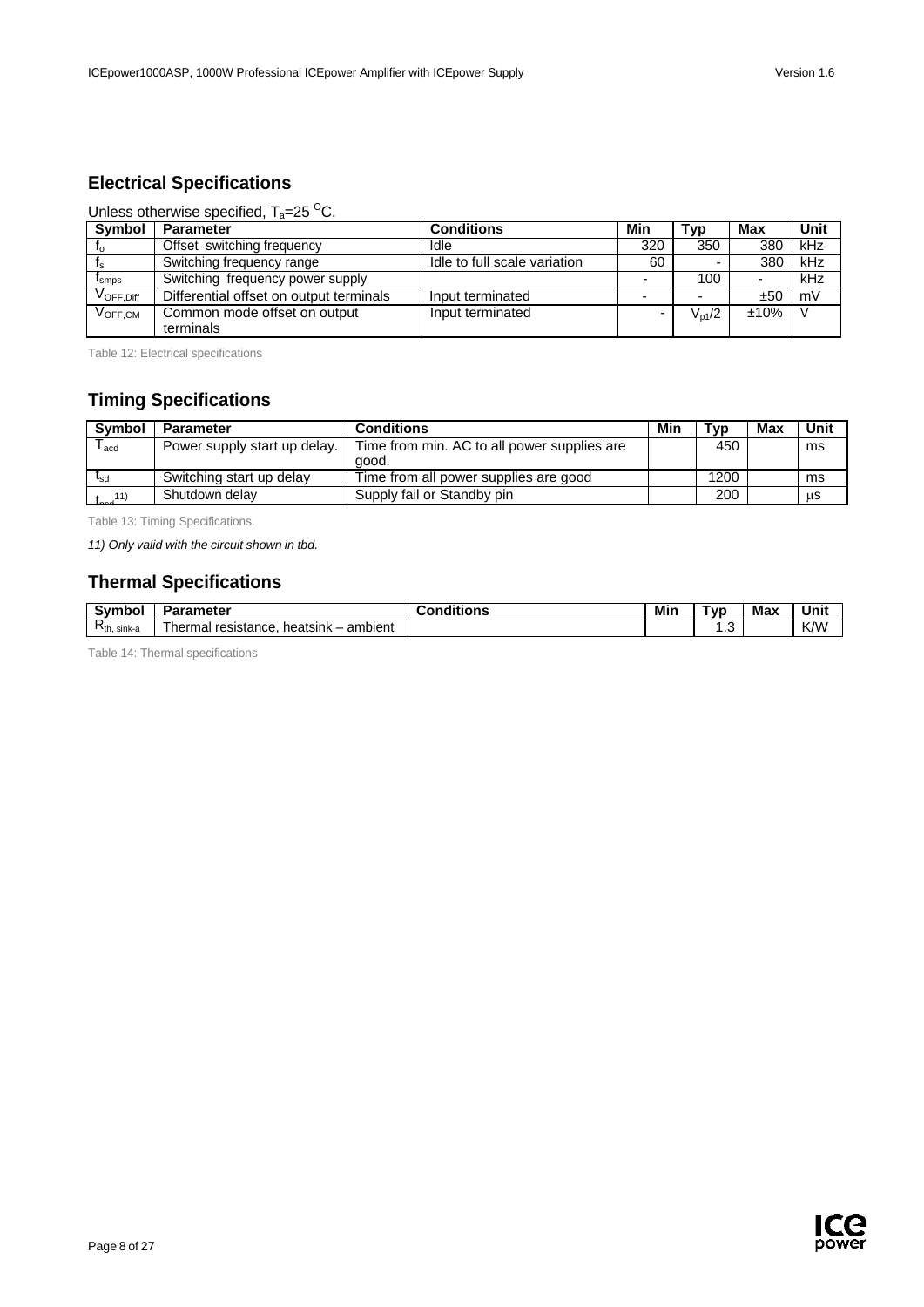## Electrical Specifications

Unless otherwise specified, $T_a$=25 $^O$C.

| Symbol | Parameter | Conditions | Min | Typ | Max | Unit |
|---|---|---|---|---|---|---|
| $f_o$ | Offset switching frequency | Idle | 320 | 350 | 380 | kHz |
| $f_s$ | Switching frequency range | Idle to full scale variation | 60 | - | 380 | kHz |
| $f_{smps}$ | Switching frequency power supply | | - | 100 | - | kHz |
| $V_{OFF,Diff}$ | Differential offset on output terminals | Input terminated | - | - | ±50 | mV |
| $V_{OFF,CM}$ | Common mode offset on output terminals | Input terminated | - | $V_{p1}/2$ | ±10% | V |

Table 12: Electrical specifications

## Timing Specifications

| Symbol | Parameter | Conditions | Min | Typ | Max | Unit |
|---|---|---|---|---|---|---|
| $T_{acd}$ | Power supply start up delay. | Time from min. AC to all power supplies are good. | | 450 | | ms |
| $t_{sd}$ | Switching start up delay | Time from all power supplies are good | | 1200 | | ms |
| $t_{scd}$ [11) ] | Shutdown delay | Supply fail or Standby pin | | 200 | | μs |

Table 13: Timing Specifications.

*11) Only valid with the circuit shown in tbd.*

## Thermal Specifications

| Symbol | Parameter | Conditions | Min | Typ | Max | Unit |
|---|---|---|---|---|---|---|
| $R_{th, sink-a}$ | Thermal resistance, heatsink – ambient | | | 1.3 | | K/W |

Table 14: Thermal specifications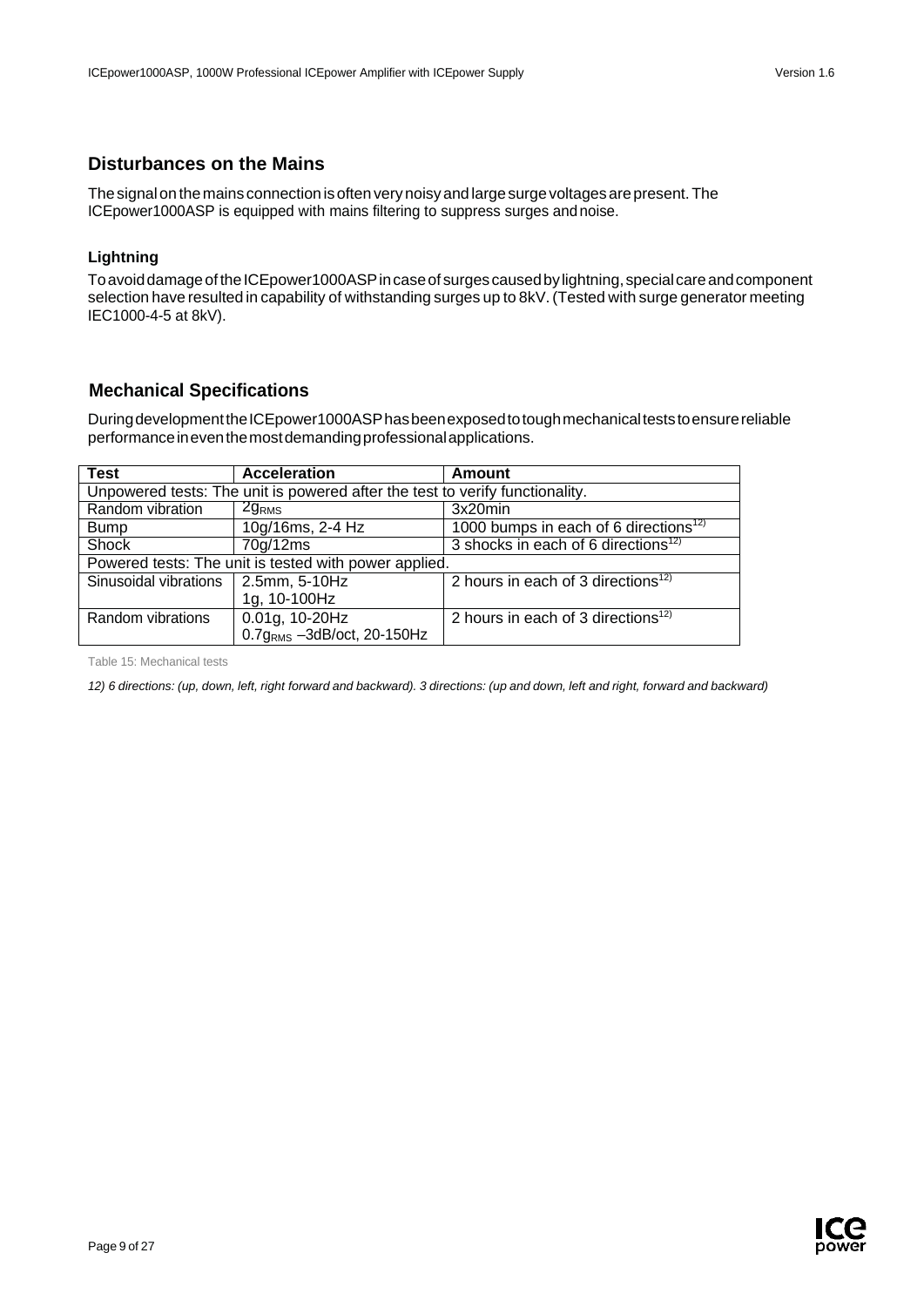## Disturbances on the Mains

The signal on the mains connection is often very noisy and large surge voltages are present. The ICEpower1000ASP is equipped with mains filtering to suppress surges and noise.

### Lightning

To avoid damage of the ICEpower1000ASP in case of surges caused by lightning, special care and component selection have resulted in capability of withstanding surges up to 8kV. (Tested with surge generator meeting IEC1000-4-5 at 8kV).

## Mechanical Specifications

During development the ICEpower1000ASP has been exposed to tough mechanical tests to ensure reliable performance in even the most demanding professional applications.

| Test | Acceleration | Amount |
|---|---|---|
| Unpowered tests: The unit is powered after the test to verify functionality. | | |
| Random vibration | $2g_{RMS}$ | 3x20min |
| Bump | 10g/16ms, 2-4 Hz | 1000 bumps in each of 6 directions[12)] |
| Shock | 70g/12ms | 3 shocks in each of 6 directions[12)] |
| Powered tests: The unit is tested with power applied. | | |
| Sinusoidal vibrations | 2.5mm, 5-10Hz<br>1g, 10-100Hz | 2 hours in each of 3 directions[12)] |
| Random vibrations | 0.01g, 10-20Hz<br>$0.7g_{RMS}$ –3dB/oct, 20-150Hz | 2 hours in each of 3 directions[12)] |

Table 15: Mechanical tests

*12) 6 directions: (up, down, left, right forward and backward). 3 directions: (up and down, left and right, forward and backward)*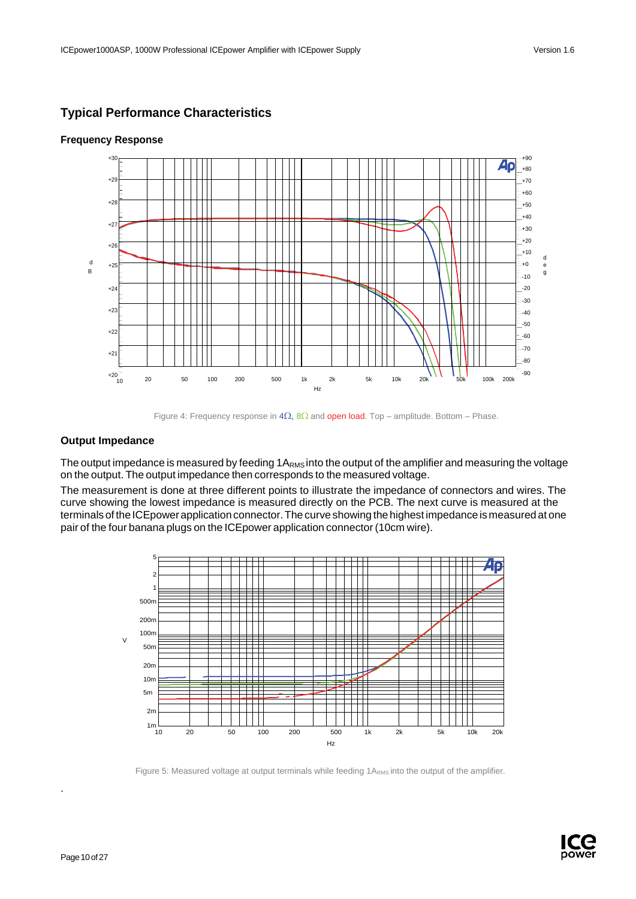## Typical Performance Characteristics

### Frequency Response

Figure 4: Frequency response in 4Ω, 8Ω and open load. Top – amplitude. Bottom – Phase.

### Output Impedance

The output impedance is measured by feeding $1A_{RMS}$ into the output of the amplifier and measuring the voltage on the output. The output impedance then corresponds to the measured voltage.

The measurement is done at three different points to illustrate the impedance of connectors and wires. The curve showing the lowest impedance is measured directly on the PCB. The next curve is measured at the terminals of the ICEpower application connector. The curve showing the highest impedance is measured at one pair of the four banana plugs on the ICEpower application connector (10cm wire).

Figure 5: Measured voltage at output terminals while feeding $1A_{RMS}$ into the output of the amplifier.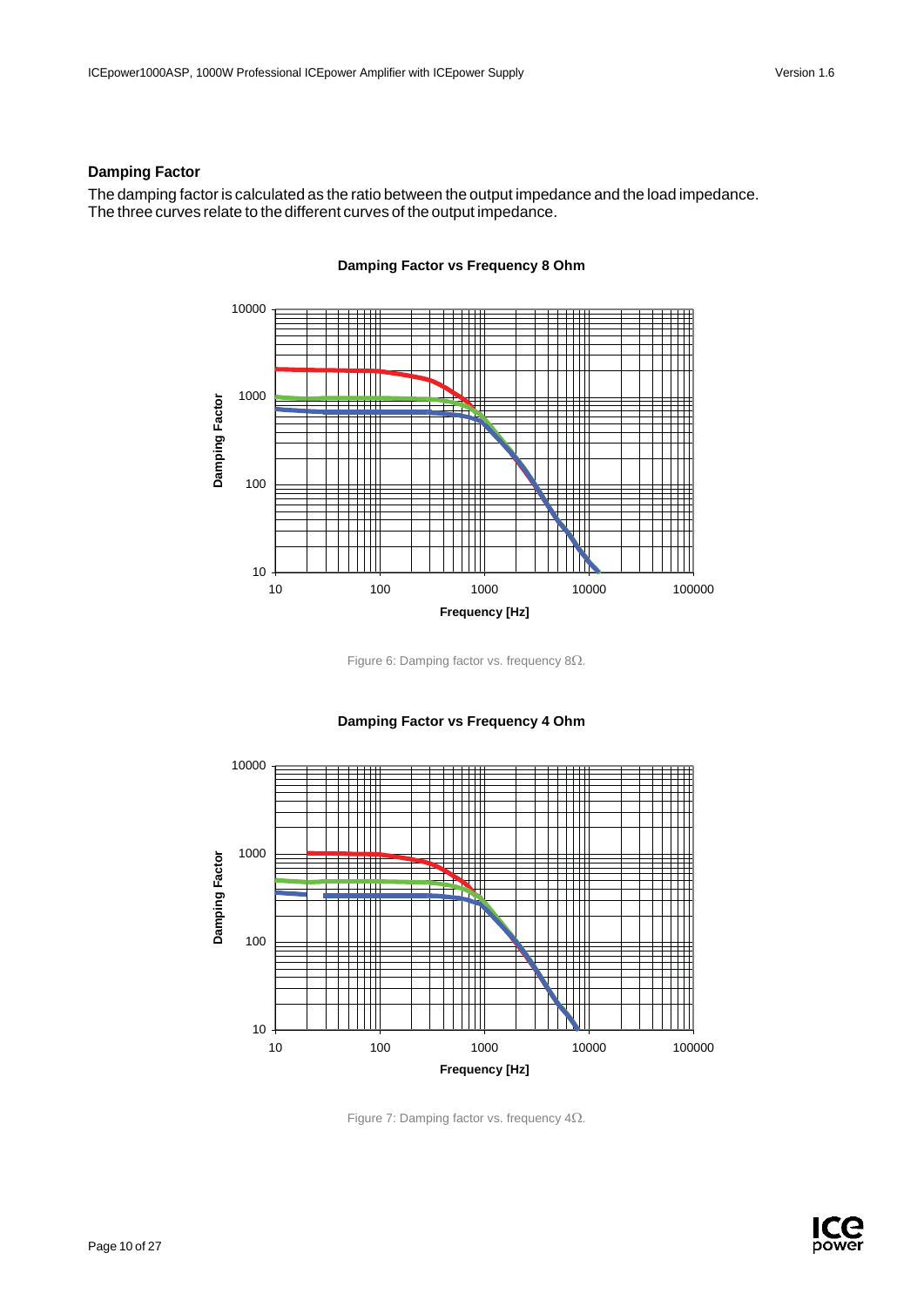## Damping Factor

The damping factor is calculated as the ratio between the output impedance and the load impedance. The three curves relate to the different curves of the output impedance.

**Damping Factor vs Frequency 8 Ohm**

Figure 6: Damping factor vs. frequency 8Ω.

**Damping Factor vs Frequency 4 Ohm**

Figure 7: Damping factor vs. frequency 4Ω.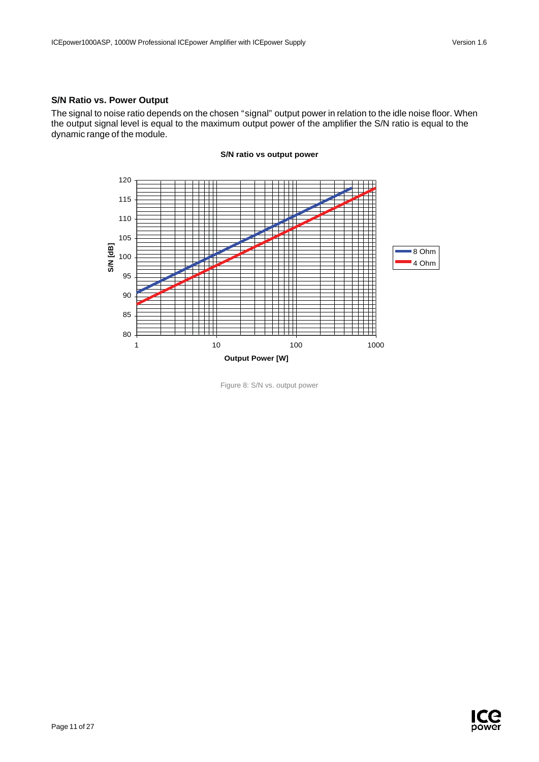## S/N Ratio vs. Power Output

The signal to noise ratio depends on the chosen "signal" output power in relation to the idle noise floor. When the output signal level is equal to the maximum output power of the amplifier the S/N ratio is equal to the dynamic range of the module.

Figure 8: S/N vs. output power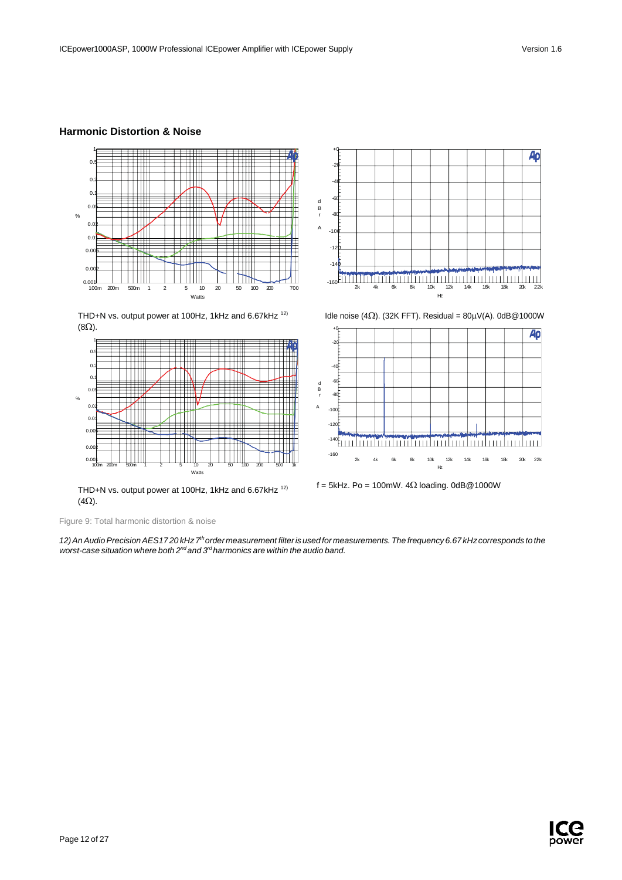## Harmonic Distortion & Noise

THD+N vs. output power at 100Hz, 1kHz and 6.67kHz [12) ](8Ω).

Idle noise (4Ω). (32K FFT). Residual = 80µV(A). 0dB@1000W

THD+N vs. output power at 100Hz, 1kHz and 6.67kHz [12)] (4Ω).

f = 5kHz. Po = 100mW. 4Ω loading. 0dB@1000W

Figure 9: Total harmonic distortion & noise

*12) An Audio Precision AES17 20 kHz 7th order measurement filter is used for measurements. The frequency 6.67 kHz corresponds to the worst-case situation where both 2nd and 3rd harmonics are within the audio band.*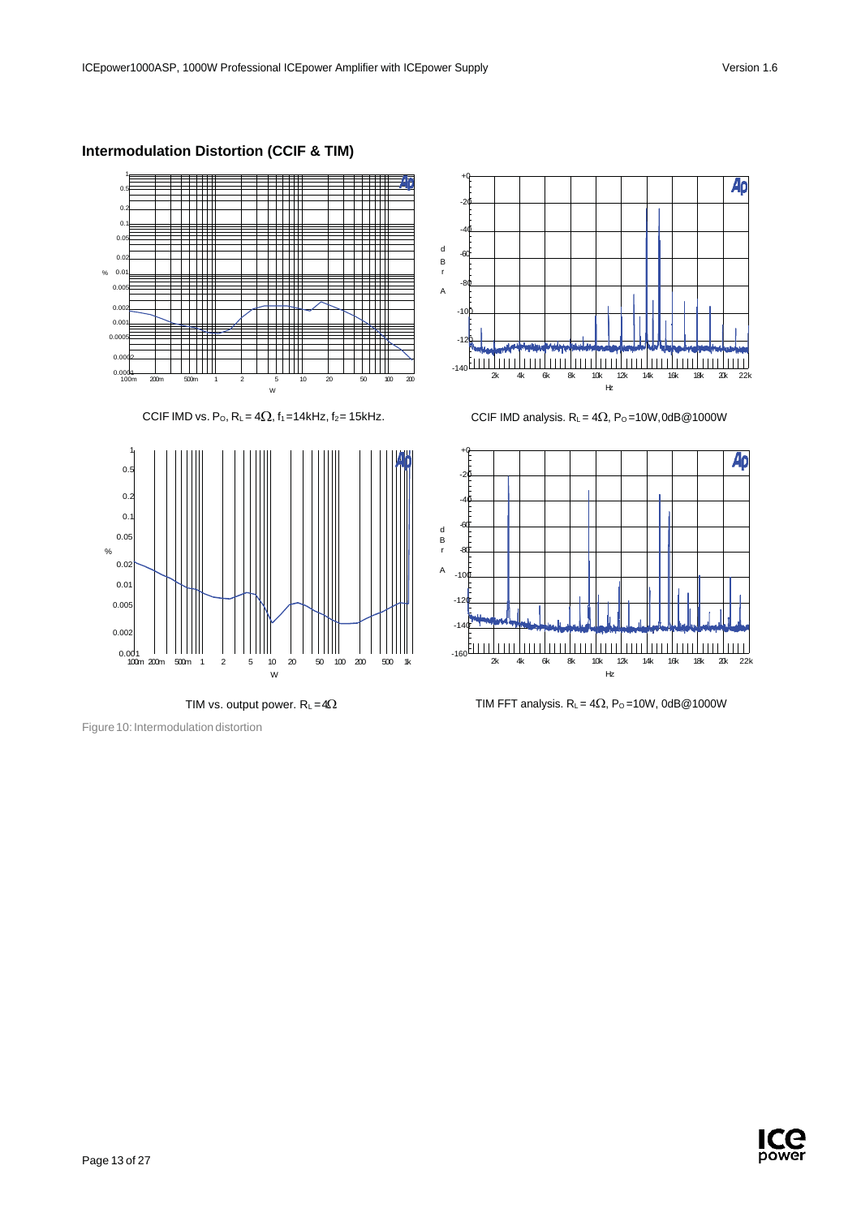## Intermodulation Distortion (CCIF & TIM)

CCIF IMD vs. $P_O$, $R_L = 4\Omega$, $f_1$=14kHz, $f_2$= 15kHz.

CCIF IMD analysis. $R_L = 4\Omega$, $P_O$=10W, 0dB@1000W

TIM vs. output power. $R_L = 4\Omega$

TIM FFT analysis. $R_L = 4\Omega$, $P_O$=10W, 0dB@1000W

Figure 10: Intermodulation distortion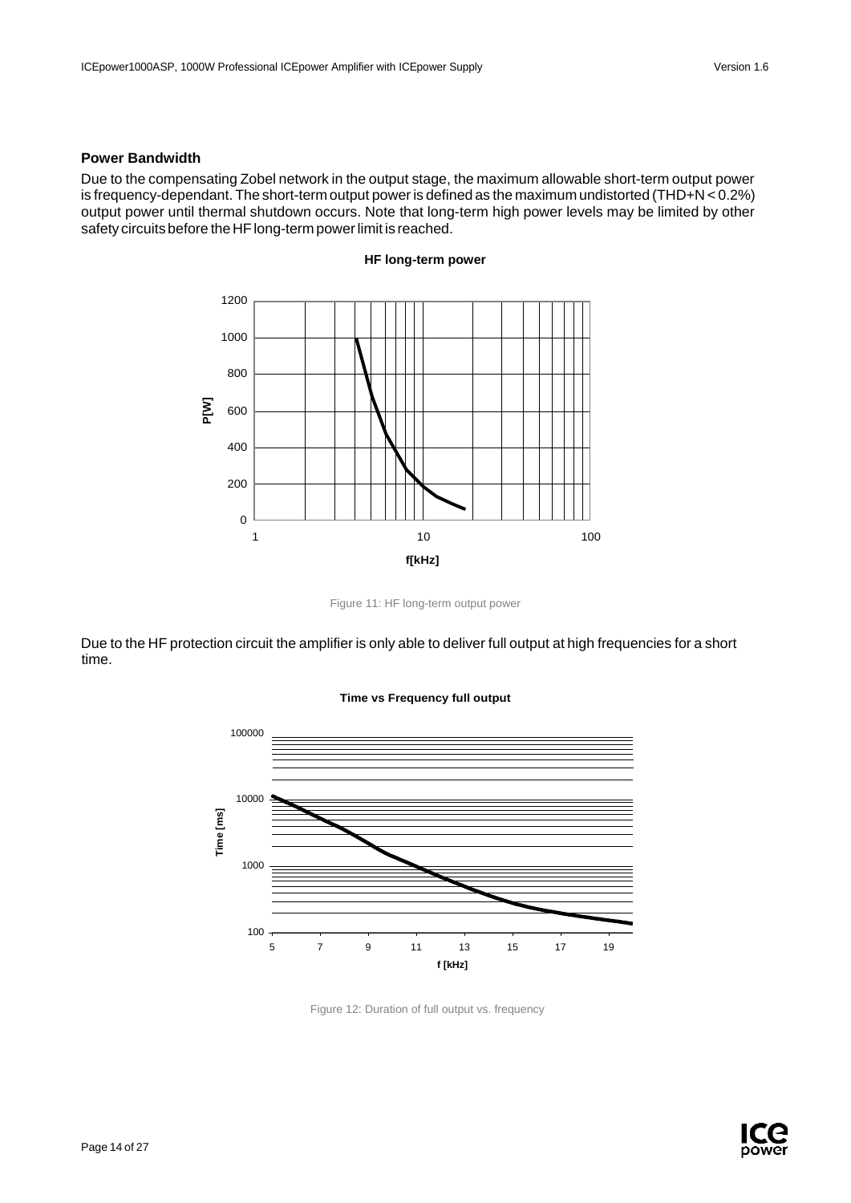## Power Bandwidth

Due to the compensating Zobel network in the output stage, the maximum allowable short-term output power is frequency-dependant. The short-term output power is defined as the maximum undistorted (THD+N < 0.2%) output power until thermal shutdown occurs. Note that long-term high power levels may be limited by other safety circuits before the HF long-term power limit is reached.

Figure 11: HF long-term output power

Due to the HF protection circuit the amplifier is only able to deliver full output at high frequencies for a short time.

Figure 12: Duration of full output vs. frequency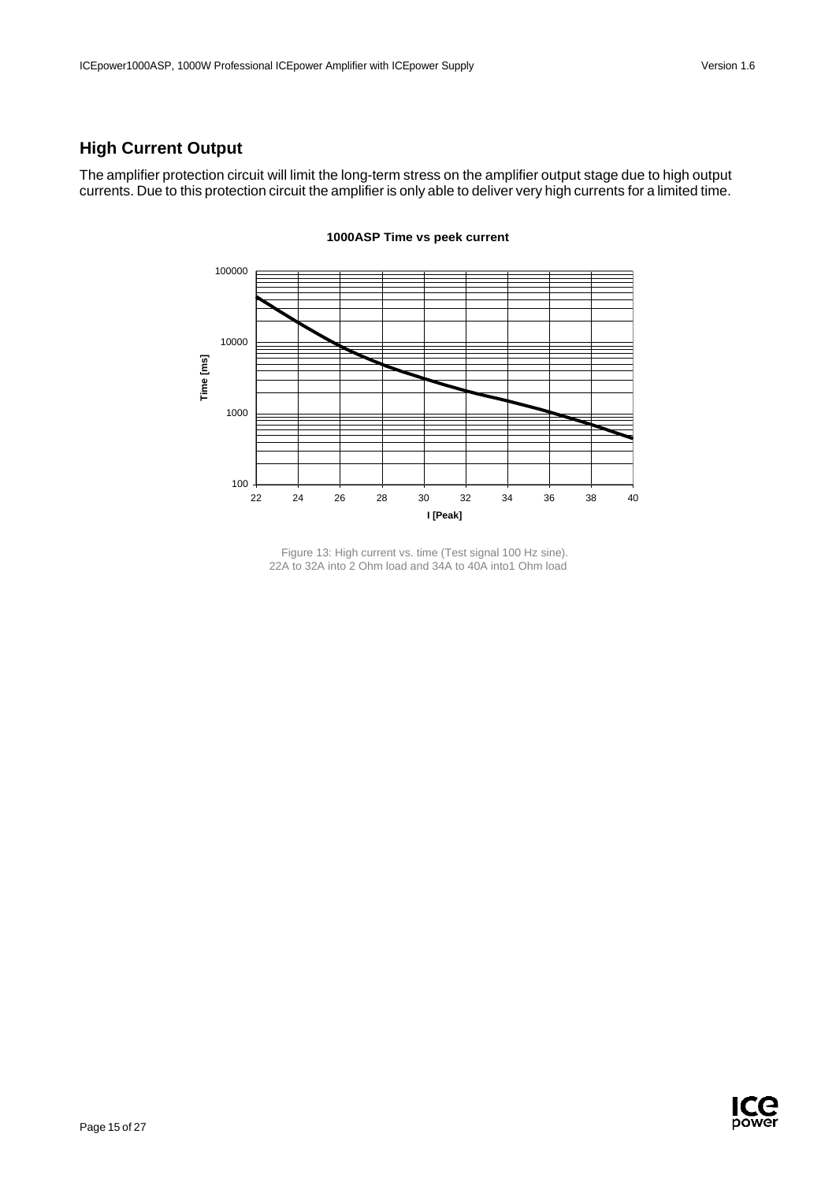## High Current Output

The amplifier protection circuit will limit the long-term stress on the amplifier output stage due to high output currents. Due to this protection circuit the amplifier is only able to deliver very high currents for a limited time.

**1000ASP Time vs peek current**

Figure 13: High current vs. time (Test signal 100 Hz sine). 22A to 32A into 2 Ohm load and 34A to 40A into1 Ohm load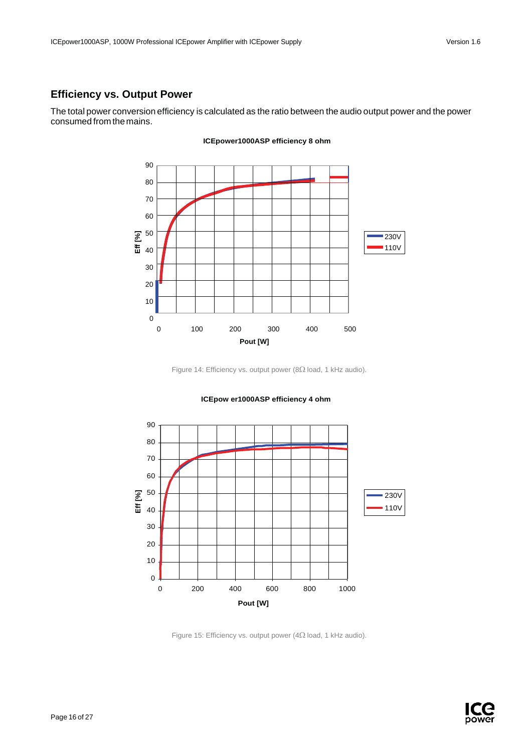## Efficiency vs. Output Power

The total power conversion efficiency is calculated as the ratio between the audio output power and the power consumed from the mains.

Figure 14: Efficiency vs. output power (8Ω load, 1 kHz audio).

Figure 15: Efficiency vs. output power (4Ω load, 1 kHz audio).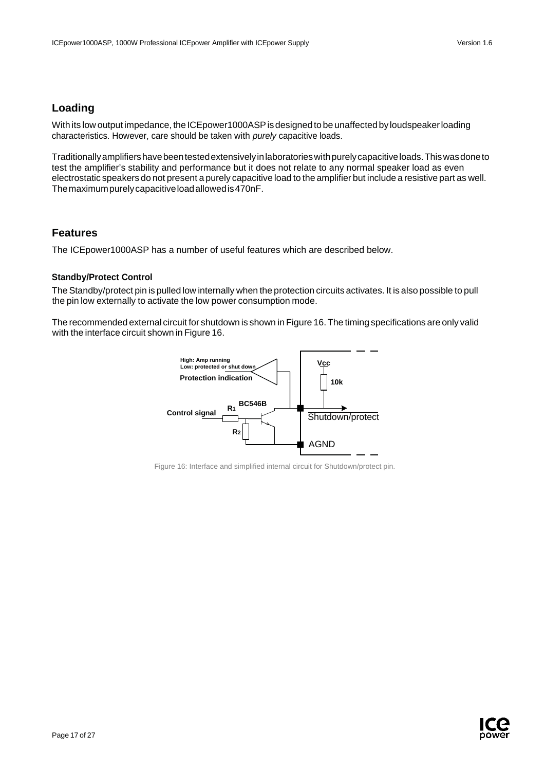## Loading

With its low output impedance, the ICEpower1000ASP is designed to be unaffected by loudspeaker loading characteristics. However, care should be taken with *purely* capacitive loads.

Traditionally amplifiers have been tested extensively in laboratories with purely capacitive loads. This was done to test the amplifier's stability and performance but it does not relate to any normal speaker load as even electrostatic speakers do not present a purely capacitive load to the amplifier but include a resistive part as well. The maximum purely capacitive load allowed is 470nF.

## Features

The ICEpower1000ASP has a number of useful features which are described below.

### Standby/Protect Control

The Standby/protect pin is pulled low internally when the protection circuits activates. It is also possible to pull the pin low externally to activate the low power consumption mode.

The recommended external circuit for shutdown is shown in Figure 16. The timing specifications are only valid with the interface circuit shown in Figure 16.

Figure 16: Interface and simplified internal circuit for Shutdown/protect pin.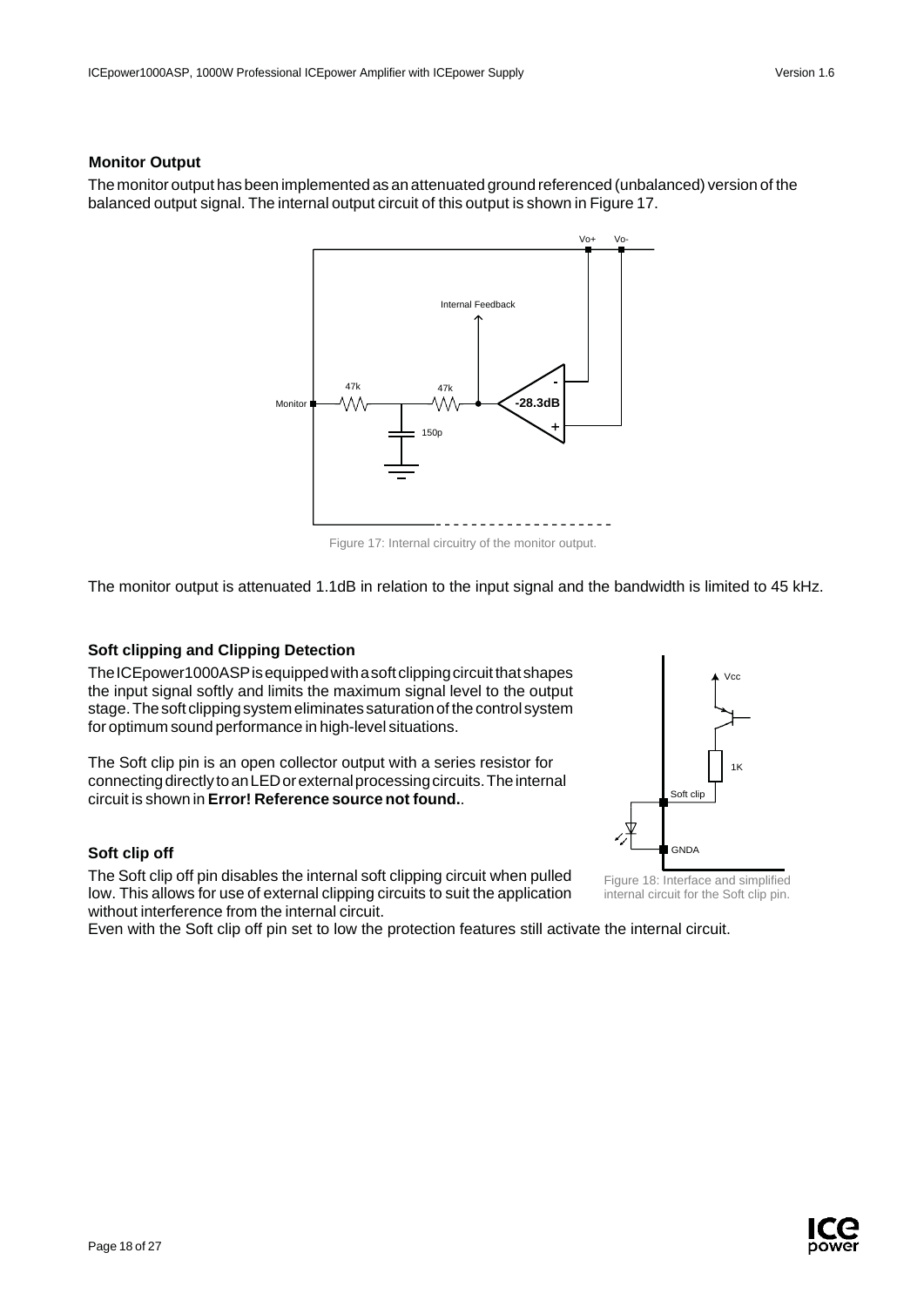### Monitor Output

The monitor output has been implemented as an attenuated ground referenced (unbalanced) version of the balanced output signal. The internal output circuit of this output is shown in Figure 17.

Figure 17: Internal circuitry of the monitor output.

The monitor output is attenuated 1.1dB in relation to the input signal and the bandwidth is limited to 45 kHz.

### Soft clipping and Clipping Detection

The ICEpower1000ASP is equipped with a soft clipping circuit that shapes the input signal softly and limits the maximum signal level to the output stage. The soft clipping system eliminates saturation of the control system for optimum sound performance in high-level situations.

The Soft clip pin is an open collector output with a series resistor for connecting directly to an LED or external processing circuits. The internal circuit is shown in **Error! Reference source not found.**.

Figure 18: Interface and simplified internal circuit for the Soft clip pin.

### Soft clip off

The Soft clip off pin disables the internal soft clipping circuit when pulled low. This allows for use of external clipping circuits to suit the application without interference from the internal circuit.

Even with the Soft clip off pin set to low the protection features still activate the internal circuit.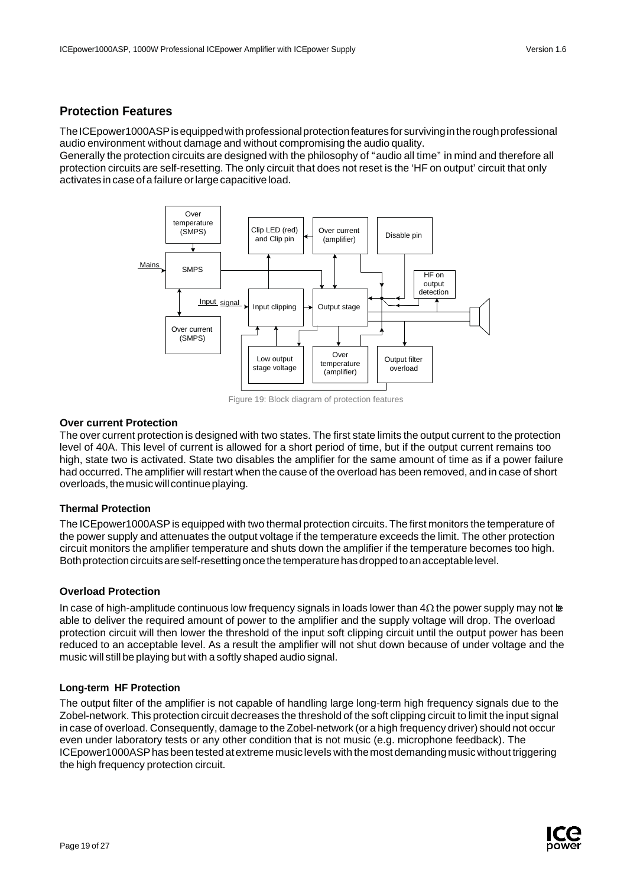## Protection Features

The ICEpower1000ASP is equipped with professional protection features for surviving in the rough professional audio environment without damage and without compromising the audio quality.
Generally the protection circuits are designed with the philosophy of "audio all time" in mind and therefore all protection circuits are self-resetting. The only circuit that does not reset is the 'HF on output' circuit that only activates in case of a failure or large capacitive load.

Figure 19: Block diagram of protection features

### Over current Protection

The over current protection is designed with two states. The first state limits the output current to the protection level of 40A. This level of current is allowed for a short period of time, but if the output current remains too high, state two is activated. State two disables the amplifier for the same amount of time as if a power failure had occurred. The amplifier will restart when the cause of the overload has been removed, and in case of short overloads, the music will continue playing.

### Thermal Protection

The ICEpower1000ASP is equipped with two thermal protection circuits. The first monitors the temperature of the power supply and attenuates the output voltage if the temperature exceeds the limit. The other protection circuit monitors the amplifier temperature and shuts down the amplifier if the temperature becomes too high. Both protection circuits are self-resetting once the temperature has dropped to an acceptable level.

### Overload Protection

In case of high-amplitude continuous low frequency signals in loads lower than 4Ω the power supply may not be able to deliver the required amount of power to the amplifier and the supply voltage will drop. The overload protection circuit will then lower the threshold of the input soft clipping circuit until the output power has been reduced to an acceptable level. As a result the amplifier will not shut down because of under voltage and the music will still be playing but with a softly shaped audio signal.

### Long-term HF Protection

The output filter of the amplifier is not capable of handling large long-term high frequency signals due to the Zobel-network. This protection circuit decreases the threshold of the soft clipping circuit to limit the input signal in case of overload. Consequently, damage to the Zobel-network (or a high frequency driver) should not occur even under laboratory tests or any other condition that is not music (e.g. microphone feedback). The ICEpower1000ASP has been tested at extreme music levels with the most demanding music without triggering the high frequency protection circuit.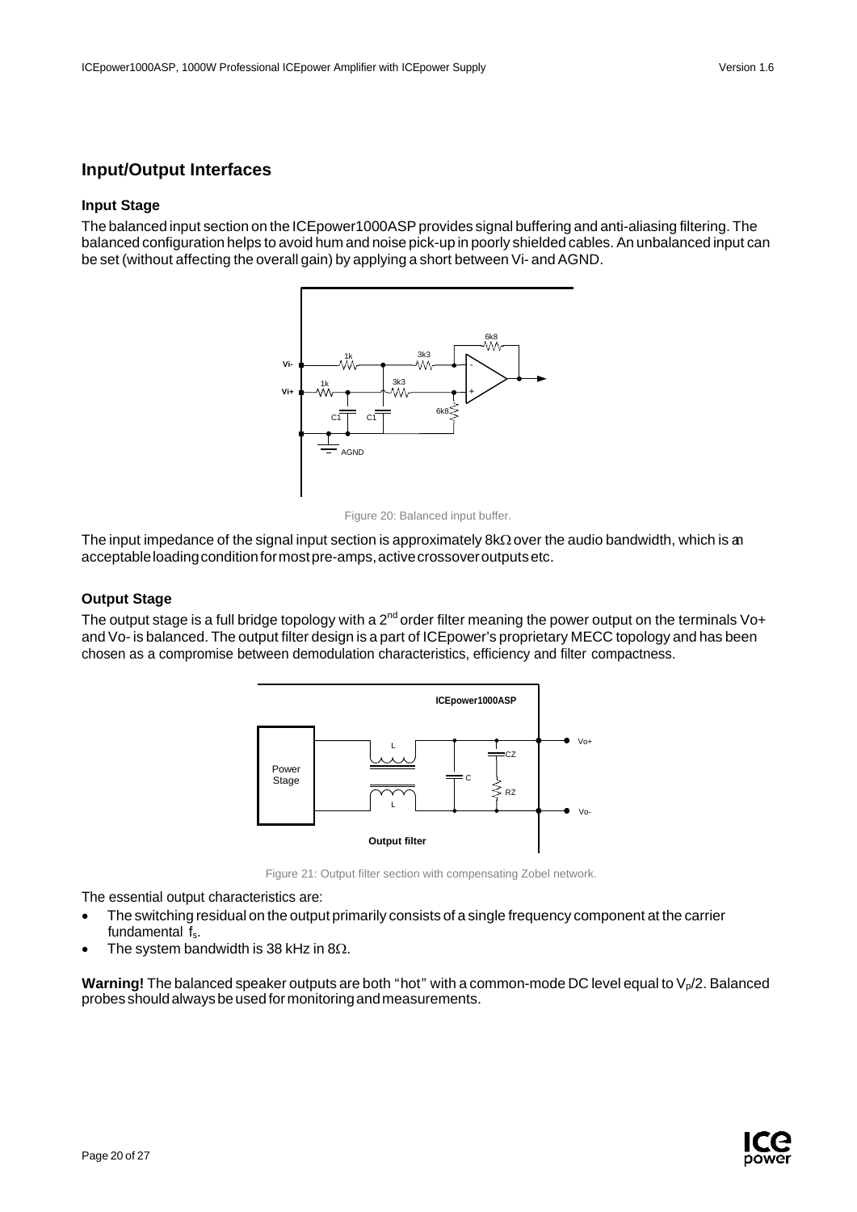## Input/Output Interfaces

### Input Stage

The balanced input section on the ICEpower1000ASP provides signal buffering and anti-aliasing filtering. The balanced configuration helps to avoid hum and noise pick-up in poorly shielded cables. An unbalanced input can be set (without affecting the overall gain) by applying a short between Vi- and AGND.

Figure 20: Balanced input buffer.

The input impedance of the signal input section is approximately 8kΩ over the audio bandwidth, which is an acceptable loading condition for most pre-amps, active crossover outputs etc.

### Output Stage

The output stage is a full bridge topology with a 2nd order filter meaning the power output on the terminals Vo+ and Vo- is balanced. The output filter design is a part of ICEpower's proprietary MECC topology and has been chosen as a compromise between demodulation characteristics, efficiency and filter compactness.

Figure 21: Output filter section with compensating Zobel network.

The essential output characteristics are:

- The switching residual on the output primarily consists of a single frequency component at the carrier fundamental $f_s$.
- The system bandwidth is 38 kHz in 8Ω.

**Warning!** The balanced speaker outputs are both "hot" with a common-mode DC level equal to $V_p/2$. Balanced probes should always be used for monitoring and measurements.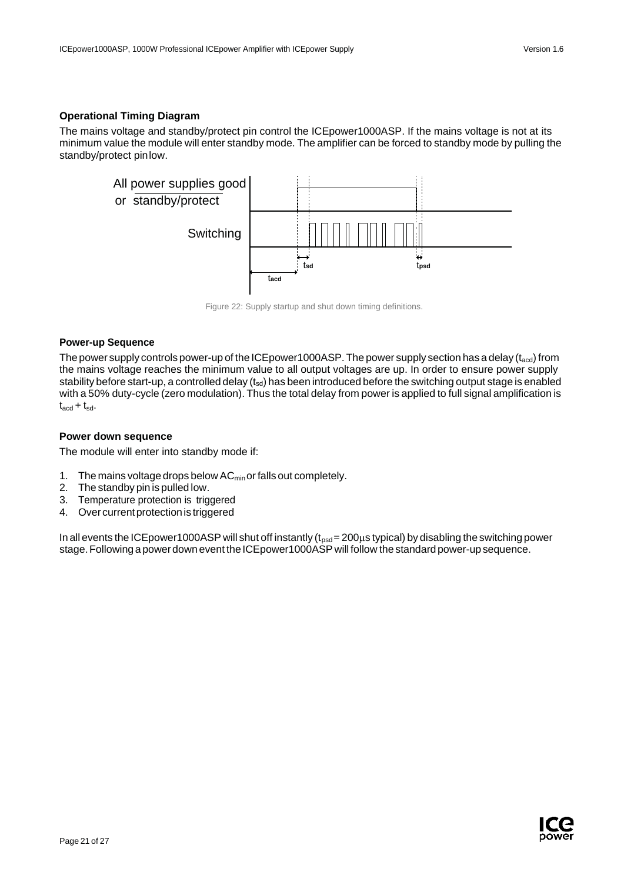### Operational Timing Diagram

The mains voltage and standby/protect pin control the ICEpower1000ASP. If the mains voltage is not at its minimum value the module will enter standby mode. The amplifier can be forced to standby mode by pulling the standby/protect pin low.

Figure 22: Supply startup and shut down timing definitions.

### Power-up Sequence

The power supply controls power-up of the ICEpower1000ASP. The power supply section has a delay ($t_{acd}$) from the mains voltage reaches the minimum value to all output voltages are up. In order to ensure power supply stability before start-up, a controlled delay ($t_{sd}$) has been introduced before the switching output stage is enabled with a 50% duty-cycle (zero modulation). Thus the total delay from power is applied to full signal amplification is $t_{acd} + t_{sd}$.

### Power down sequence

The module will enter into standby mode if:

1. The mains voltage drops below $AC_{min}$ or falls out completely.
2. The standby pin is pulled low.
3. Temperature protection is triggered
4. Over current protection is triggered

In all events the ICEpower1000ASP will shut off instantly ($t_{psd}$ = 200μs typical) by disabling the switching power stage. Following a power down event the ICEpower1000ASP will follow the standard power-up sequence.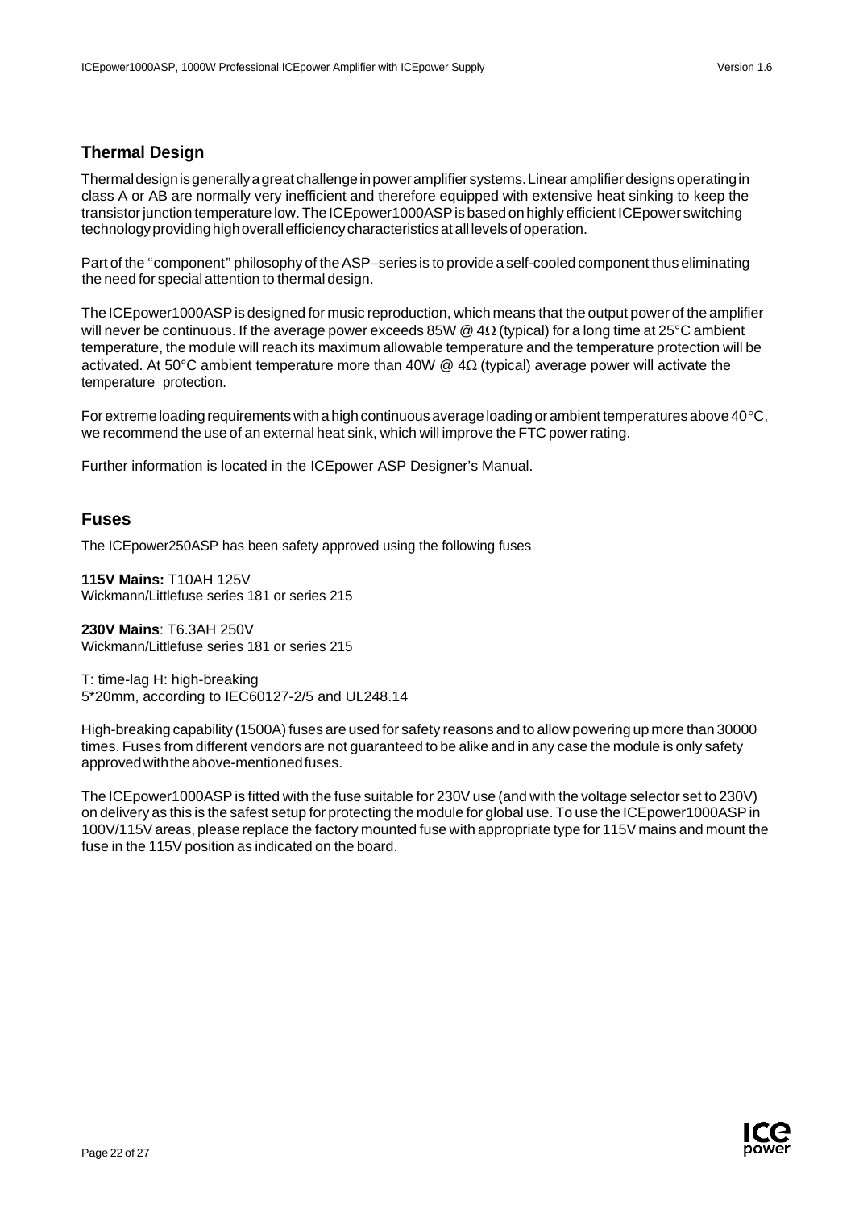## Thermal Design

Thermal design is generally a great challenge in power amplifier systems. Linear amplifier designs operating in class A or AB are normally very inefficient and therefore equipped with extensive heat sinking to keep the transistor junction temperature low. The ICEpower1000ASP is based on highly efficient ICEpower switching technology providing high overall efficiency characteristics at all levels of operation.

Part of the "component" philosophy of the ASP–series is to provide a self-cooled component thus eliminating the need for special attention to thermal design.

The ICEpower1000ASP is designed for music reproduction, which means that the output power of the amplifier will never be continuous. If the average power exceeds 85W @ 4Ω (typical) for a long time at 25°C ambient temperature, the module will reach its maximum allowable temperature and the temperature protection will be activated. At 50°C ambient temperature more than 40W @ 4Ω (typical) average power will activate the temperature protection.

For extreme loading requirements with a high continuous average loading or ambient temperatures above 40°C, we recommend the use of an external heat sink, which will improve the FTC power rating.

Further information is located in the ICEpower ASP Designer's Manual.

## Fuses

The ICEpower250ASP has been safety approved using the following fuses

**115V Mains:** T10AH 125V
Wickmann/Littlefuse series 181 or series 215

**230V Mains**: T6.3AH 250V
Wickmann/Littlefuse series 181 or series 215

T: time-lag H: high-breaking
5*20mm, according to IEC60127-2/5 and UL248.14

High-breaking capability (1500A) fuses are used for safety reasons and to allow powering up more than 30000 times. Fuses from different vendors are not guaranteed to be alike and in any case the module is only safety approved with the above-mentioned fuses.

The ICEpower1000ASP is fitted with the fuse suitable for 230V use (and with the voltage selector set to 230V) on delivery as this is the safest setup for protecting the module for global use. To use the ICEpower1000ASP in 100V/115V areas, please replace the factory mounted fuse with appropriate type for 115V mains and mount the fuse in the 115V position as indicated on the board.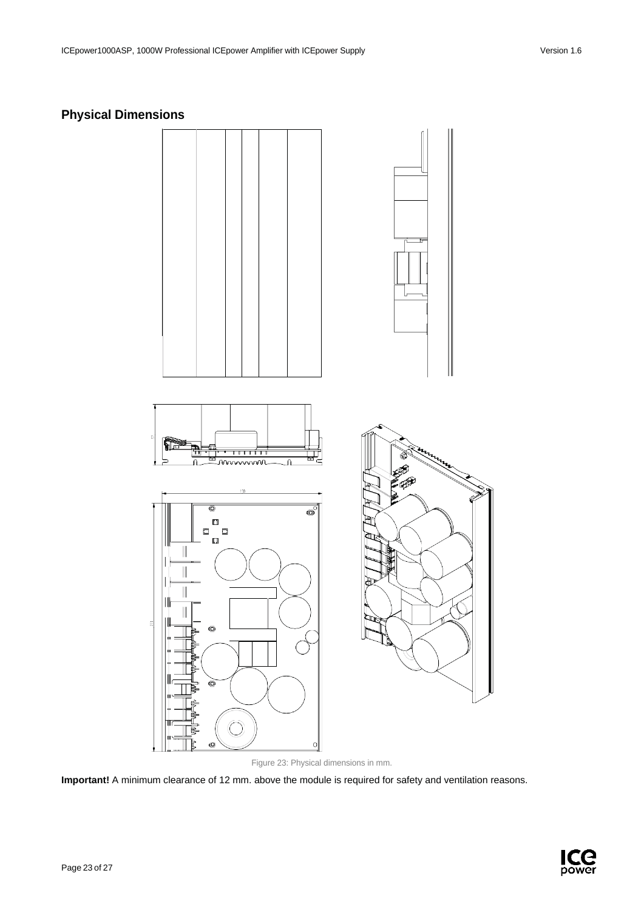## Physical Dimensions

Figure 23: Physical dimensions in mm.

**Important!** A minimum clearance of 12 mm. above the module is required for safety and ventilation reasons.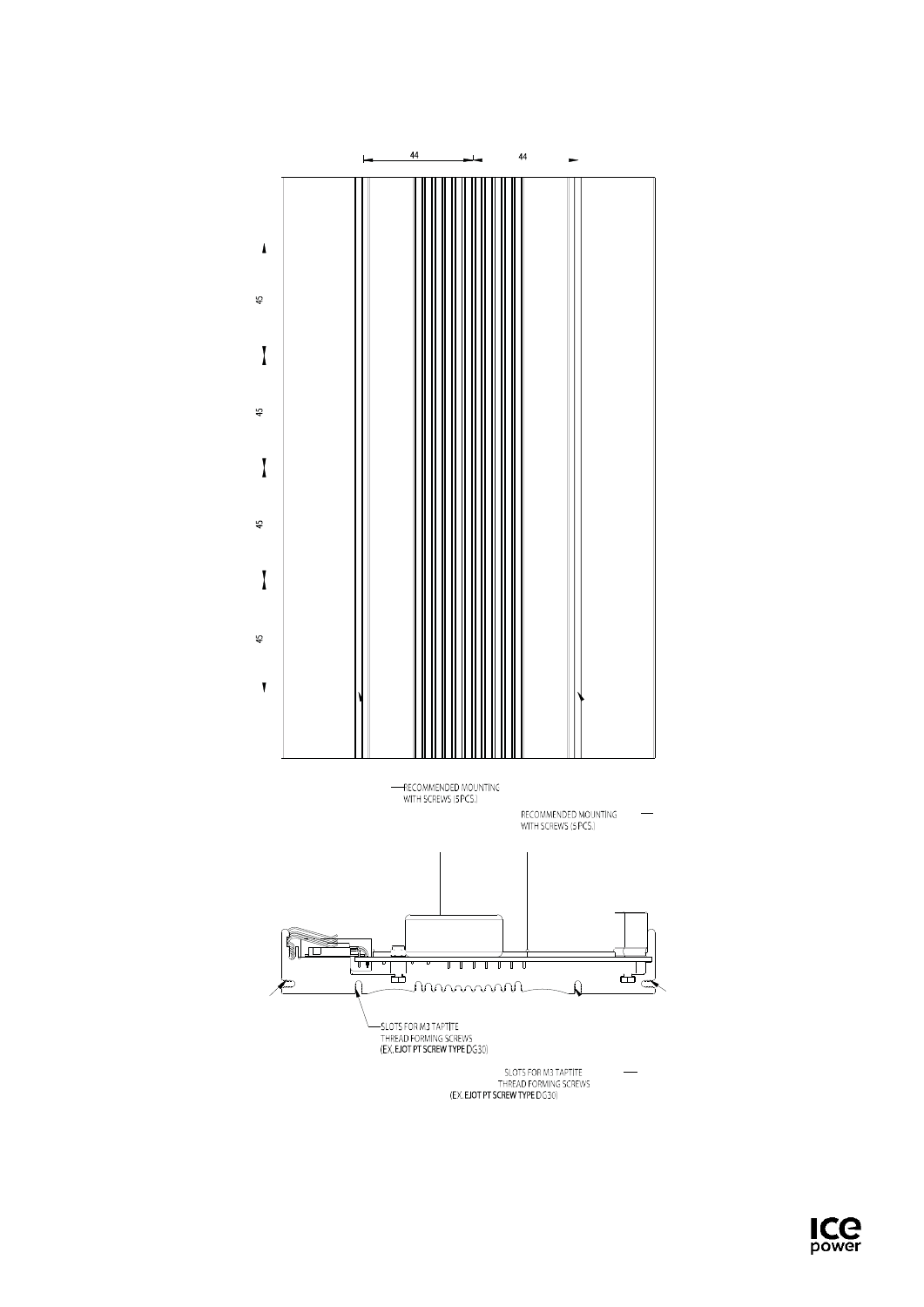44

44

45

45

45

45

RECOMMENDED MOUNTING
WITH SCREWS (5 PCS.)

RECOMMENDED MOUNTING
WITH SCREWS (5 PCS.)

SLOTS FOR M3 TAPTITE
THREAD FORMING SCREWS
(EX. EJOT PT SCREW TYPE DG30)

SLOTS FOR M3 TAPTITE
THREAD FORMING SCREWS
(EX. EJOT PT SCREW TYPE DG30)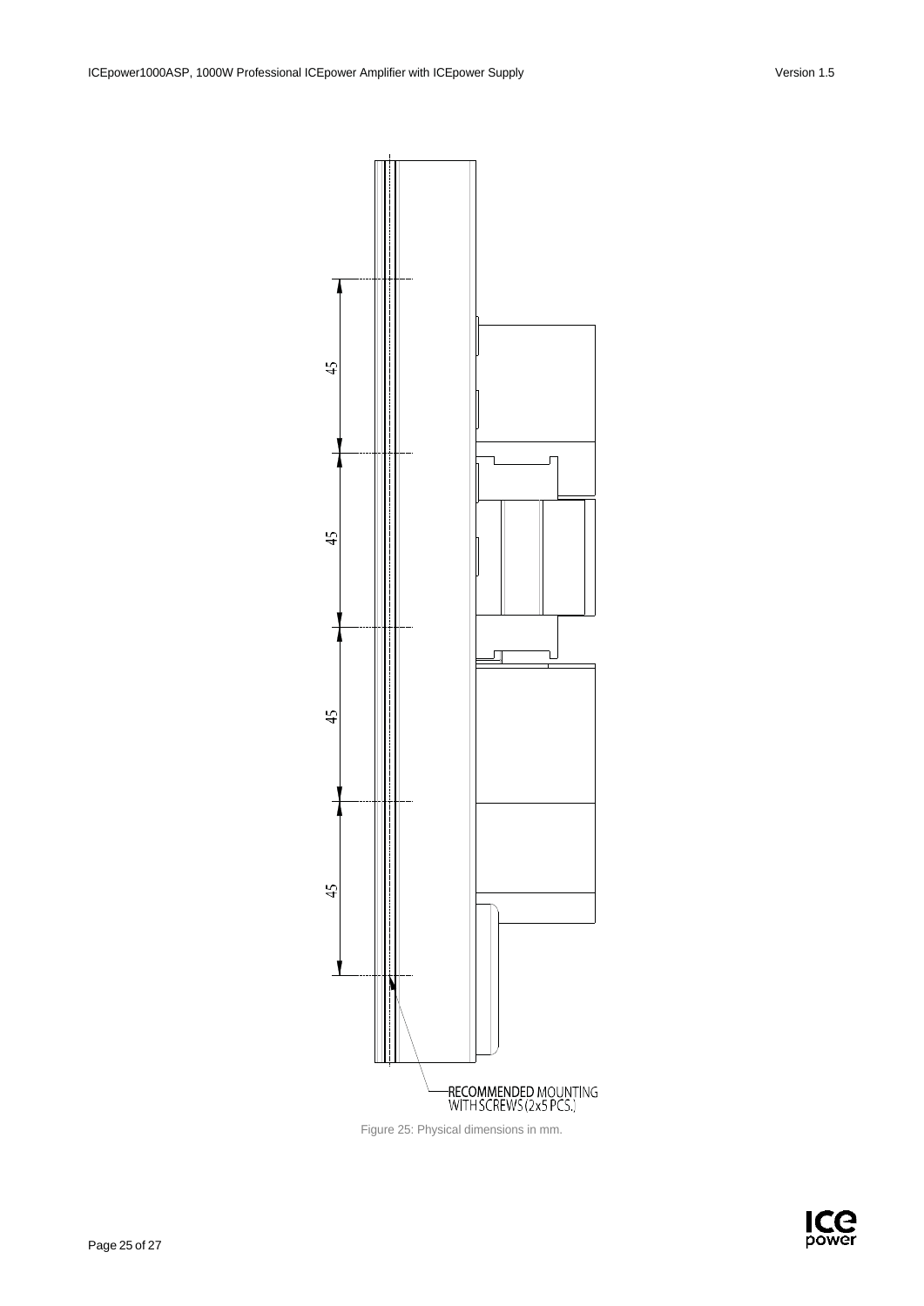45

45

45

45

RECOMMENDED MOUNTING
WITH SCREWS (2x5 PCS.)

Figure 25: Physical dimensions in mm.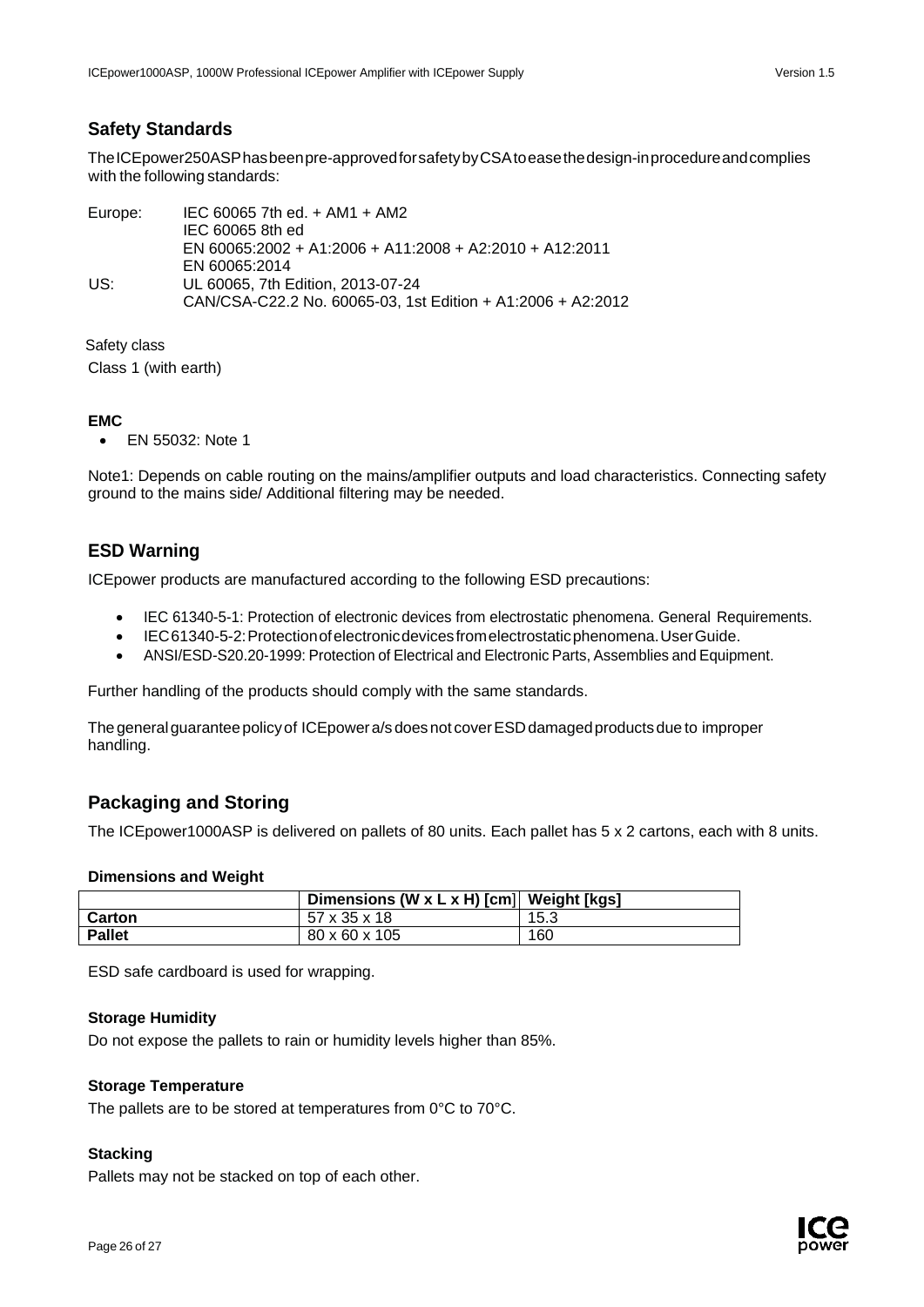## Safety Standards

The ICEpower250ASP has been pre-approved for safety by CSA to ease the design-in procedure and complies with the following standards:

Europe: IEC 60065 7th ed. + AM1 + AM2
IEC 60065 8th ed
EN 60065:2002 + A1:2006 + A11:2008 + A2:2010 + A12:2011
EN 60065:2014
US: UL 60065, 7th Edition, 2013-07-24
CAN/CSA-C22.2 No. 60065-03, 1st Edition + A1:2006 + A2:2012

Safety class

Class 1 (with earth)

**EMC**

- EN 55032: Note 1

Note1: Depends on cable routing on the mains/amplifier outputs and load characteristics. Connecting safety ground to the mains side/ Additional filtering may be needed.

## ESD Warning

ICEpower products are manufactured according to the following ESD precautions:

- IEC 61340-5-1: Protection of electronic devices from electrostatic phenomena. General Requirements.
- IEC61340-5-2: Protection of electronic devices from electrostatic phenomena. User Guide.
- ANSI/ESD-S20.20-1999: Protection of Electrical and Electronic Parts, Assemblies and Equipment.

Further handling of the products should comply with the same standards.

The general guarantee policy of ICEpower a/s does not cover ESD damaged products due to improper handling.

## Packaging and Storing

The ICEpower1000ASP is delivered on pallets of 80 units. Each pallet has 5 x 2 cartons, each with 8 units.

**Dimensions and Weight**

| | Dimensions (W x L x H) [cm] | Weight [kgs] |
|---|---|---|
| **Carton** | 57 x 35 x 18 | 15.3 |
| **Pallet** | 80 x 60 x 105 | 160 |

ESD safe cardboard is used for wrapping.

**Storage Humidity**

Do not expose the pallets to rain or humidity levels higher than 85%.

**Storage Temperature**

The pallets are to be stored at temperatures from 0°C to 70°C.

**Stacking**

Pallets may not be stacked on top of each other.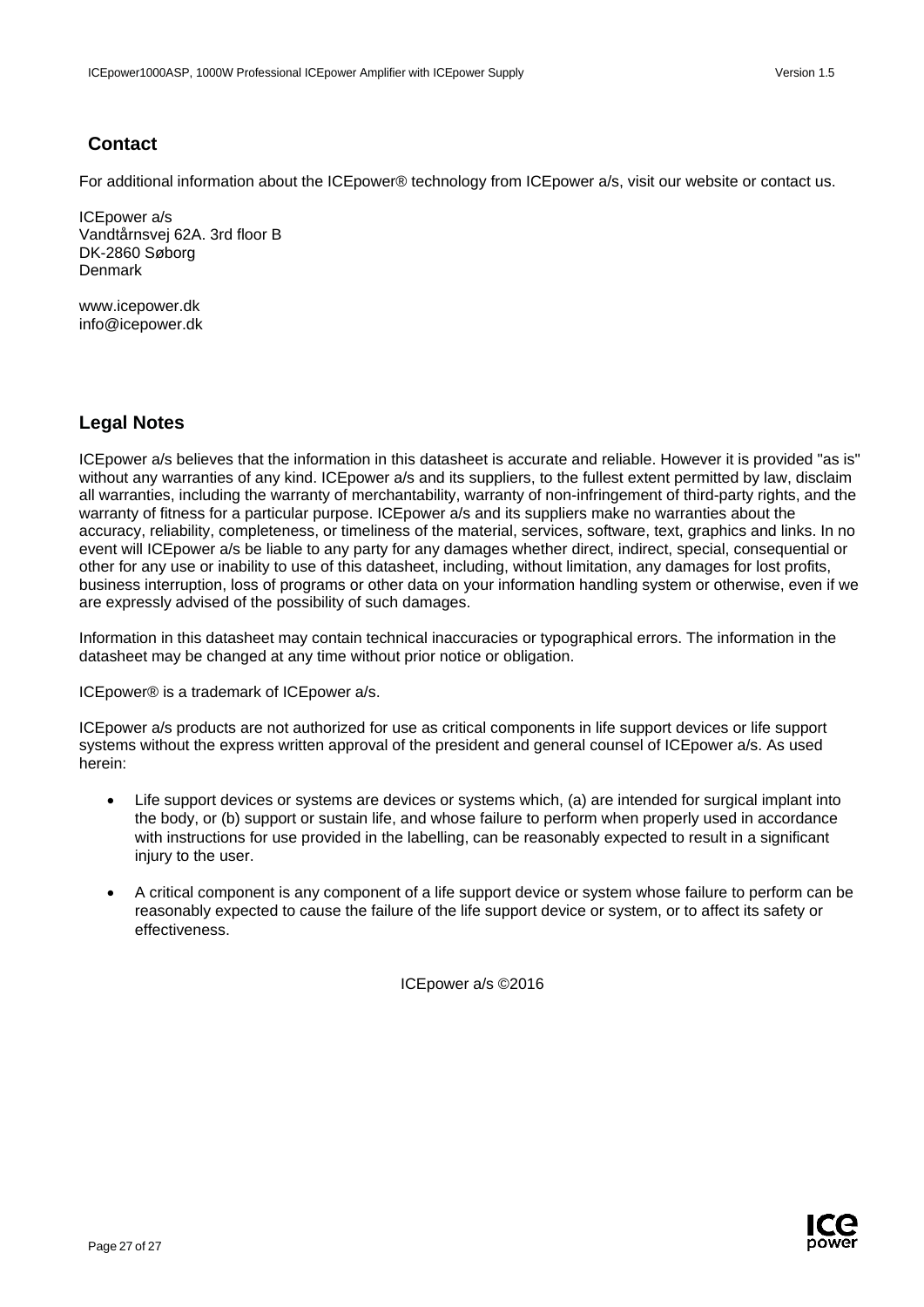## Contact

For additional information about the ICEpower® technology from ICEpower a/s, visit our website or contact us.

ICEpower a/s
Vandtårnsvej 62A. 3rd floor B
DK-2860 Søborg
Denmark

www.icepower.dk
info@icepower.dk

## Legal Notes

ICEpower a/s believes that the information in this datasheet is accurate and reliable. However it is provided "as is" without any warranties of any kind. ICEpower a/s and its suppliers, to the fullest extent permitted by law, disclaim all warranties, including the warranty of merchantability, warranty of non-infringement of third-party rights, and the warranty of fitness for a particular purpose. ICEpower a/s and its suppliers make no warranties about the accuracy, reliability, completeness, or timeliness of the material, services, software, text, graphics and links. In no event will ICEpower a/s be liable to any party for any damages whether direct, indirect, special, consequential or other for any use or inability to use of this datasheet, including, without limitation, any damages for lost profits, business interruption, loss of programs or other data on your information handling system or otherwise, even if we are expressly advised of the possibility of such damages.

Information in this datasheet may contain technical inaccuracies or typographical errors. The information in the datasheet may be changed at any time without prior notice or obligation.

ICEpower® is a trademark of ICEpower a/s.

ICEpower a/s products are not authorized for use as critical components in life support devices or life support systems without the express written approval of the president and general counsel of ICEpower a/s. As used herein:

- Life support devices or systems are devices or systems which, (a) are intended for surgical implant into the body, or (b) support or sustain life, and whose failure to perform when properly used in accordance with instructions for use provided in the labelling, can be reasonably expected to result in a significant injury to the user.
- A critical component is any component of a life support device or system whose failure to perform can be reasonably expected to cause the failure of the life support device or system, or to affect its safety or effectiveness.

ICEpower a/s ©2016